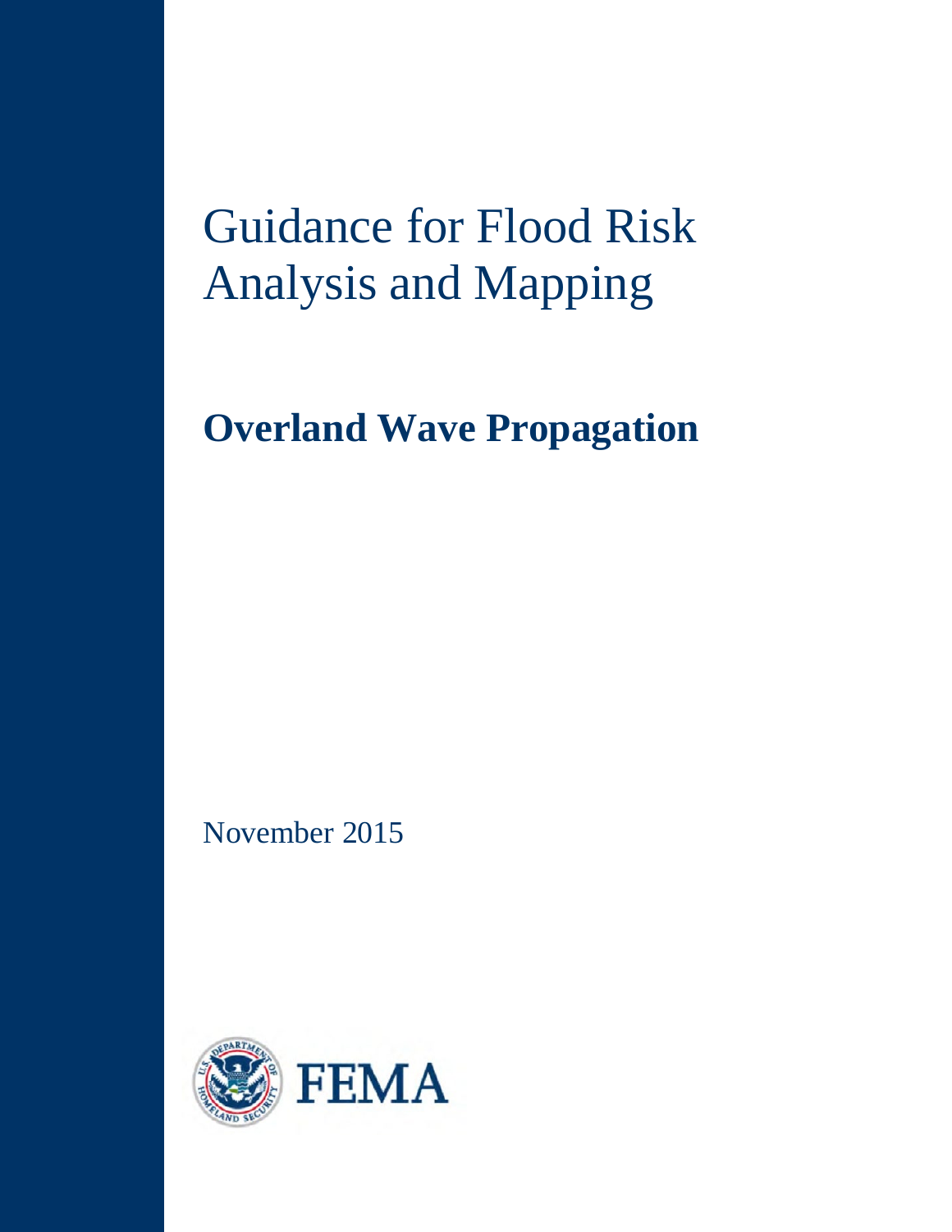# Guidance for Flood Risk Analysis and Mapping

## Overland Wave Propagation

November 2015

FEMA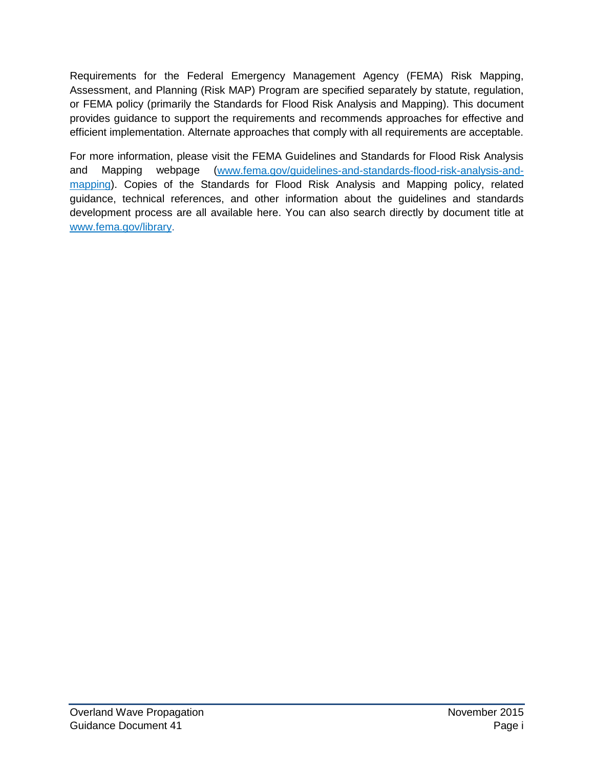Requirements for the Federal Emergency Management Agency (FEMA) Risk Mapping, Assessment, and Planning (Risk MAP) Program are specified separately by statute, regulation, or FEMA policy (primarily the Standards for Flood Risk Analysis and Mapping). This document provides guidance to support the requirements and recommends approaches for effective and efficient implementation. Alternate approaches that comply with all requirements are acceptable.

For more information, please visit the FEMA Guidelines and Standards for Flood Risk Analysis and Mapping webpage ([www.fema.gov/guidelines-and-standards-flood-risk-analysis-and-mapping](www.fema.gov/guidelines-and-standards-flood-risk-analysis-and-mapping)). Copies of the Standards for Flood Risk Analysis and Mapping policy, related guidance, technical references, and other information about the guidelines and standards development process are all available here. You can also search directly by document title at [www.fema.gov/library](www.fema.gov/library).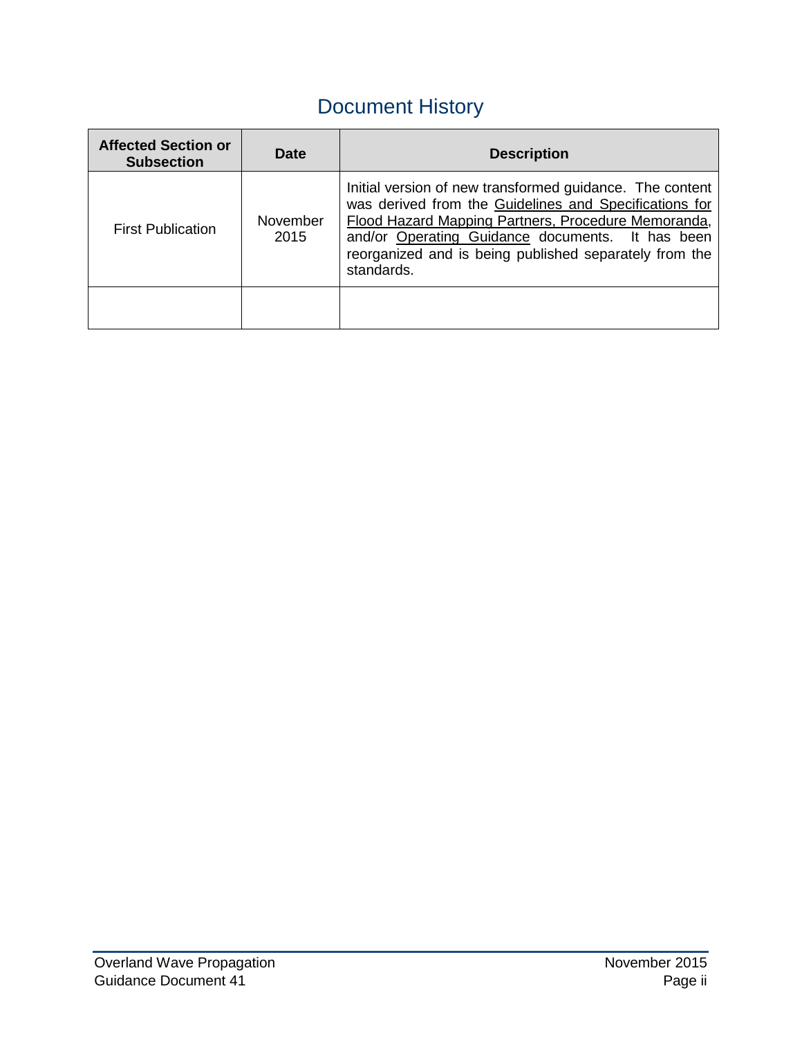# Document History

| Affected Section or Subsection | Date | Description |
|---|---|---|
| First Publication | November 2015 | Initial version of new transformed guidance. The content was derived from the Guidelines and Specifications for Flood Hazard Mapping Partners, Procedure Memoranda, and/or Operating Guidance documents. It has been reorganized and is being published separately from the standards. |
| | | |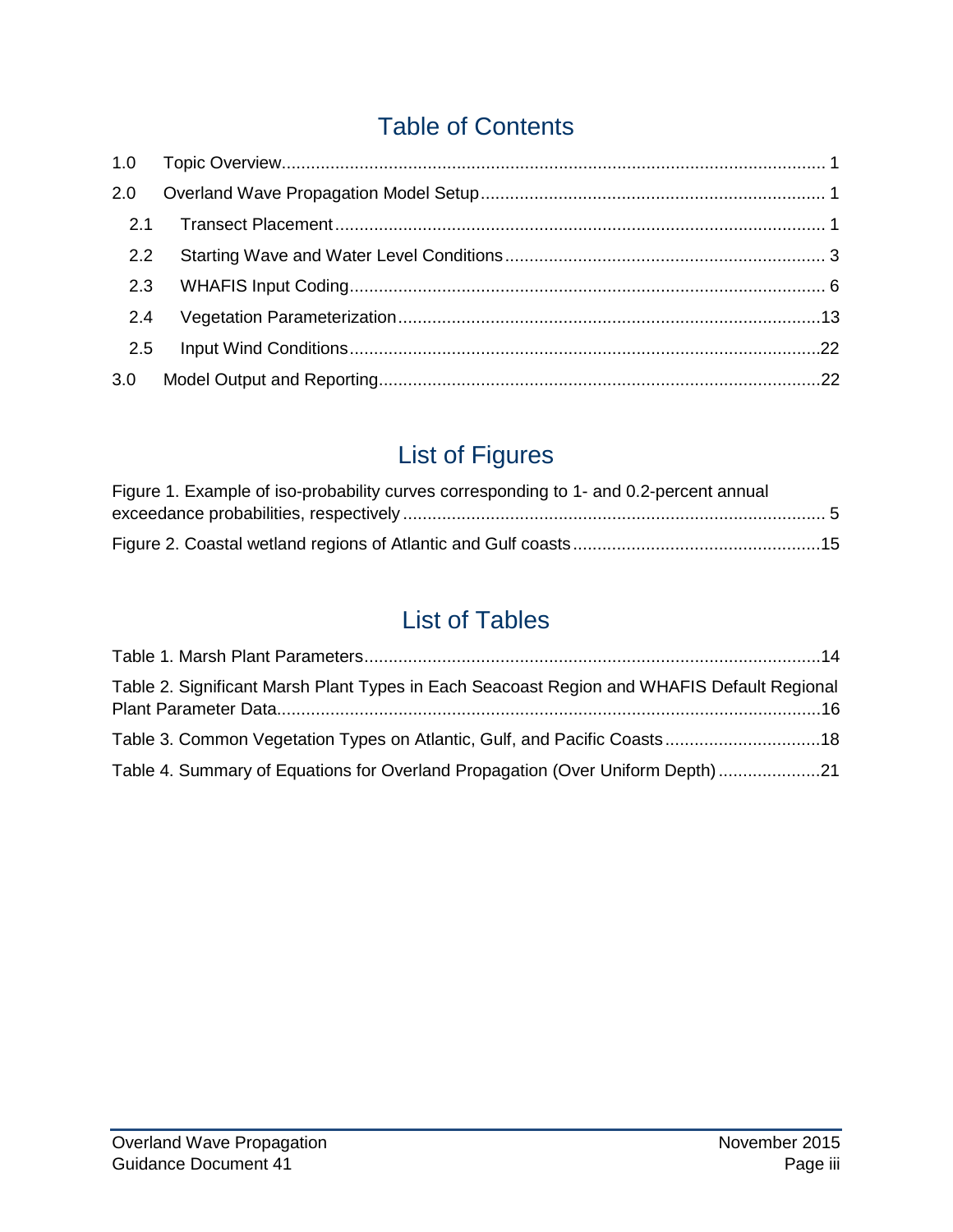# Table of Contents

1.0 Topic Overview ........................................................................................................... 1

2.0 Overland Wave Propagation Model Setup ..................................................................... 1

2.1 Transect Placement ................................................................................................... 1

2.2 Starting Wave and Water Level Conditions ................................................................. 3

2.3 WHAFIS Input Coding ................................................................................................. 6

2.4 Vegetation Parameterization ......................................................................................13

2.5 Input Wind Conditions ................................................................................................22

3.0 Model Output and Reporting ..........................................................................................22

# List of Figures

Figure 1. Example of iso-probability curves corresponding to 1- and 0.2-percent annual exceedance probabilities, respectively ...................................................................................... 5

Figure 2. Coastal wetland regions of Atlantic and Gulf coasts ..................................................15

# List of Tables

Table 1. Marsh Plant Parameters ............................................................................................14

Table 2. Significant Marsh Plant Types in Each Seacoast Region and WHAFIS Default Regional Plant Parameter Data...............................................................................................................16

Table 3. Common Vegetation Types on Atlantic, Gulf, and Pacific Coasts ................................18

Table 4. Summary of Equations for Overland Propagation (Over Uniform Depth) .....................21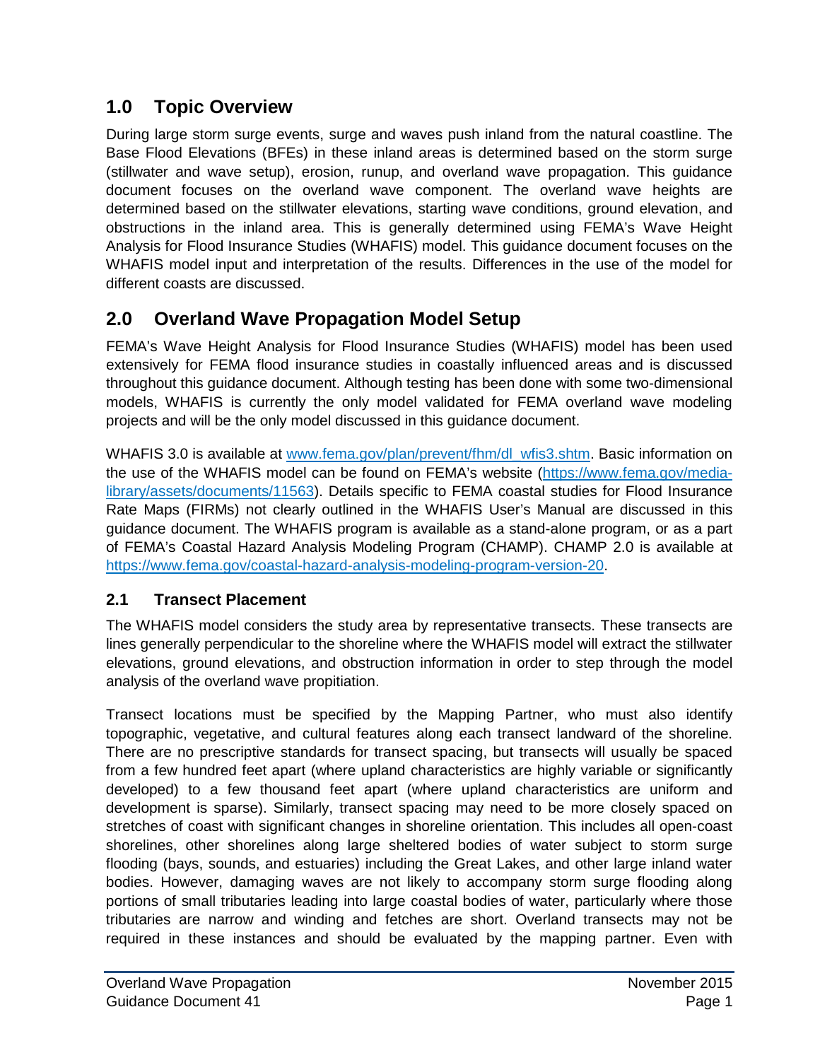## 1.0 Topic Overview

During large storm surge events, surge and waves push inland from the natural coastline. The Base Flood Elevations (BFEs) in these inland areas is determined based on the storm surge (stillwater and wave setup), erosion, runup, and overland wave propagation. This guidance document focuses on the overland wave component. The overland wave heights are determined based on the stillwater elevations, starting wave conditions, ground elevation, and obstructions in the inland area. This is generally determined using FEMA's Wave Height Analysis for Flood Insurance Studies (WHAFIS) model. This guidance document focuses on the WHAFIS model input and interpretation of the results. Differences in the use of the model for different coasts are discussed.

## 2.0 Overland Wave Propagation Model Setup

FEMA's Wave Height Analysis for Flood Insurance Studies (WHAFIS) model has been used extensively for FEMA flood insurance studies in coastally influenced areas and is discussed throughout this guidance document. Although testing has been done with some two-dimensional models, WHAFIS is currently the only model validated for FEMA overland wave modeling projects and will be the only model discussed in this guidance document.

WHAFIS 3.0 is available at [www.fema.gov/plan/prevent/fhm/dl_wfis3.shtm](www.fema.gov/plan/prevent/fhm/dl_wfis3.shtm). Basic information on the use of the WHAFIS model can be found on FEMA's website ([https://www.fema.gov/media-library/assets/documents/11563](https://www.fema.gov/media-library/assets/documents/11563)). Details specific to FEMA coastal studies for Flood Insurance Rate Maps (FIRMs) not clearly outlined in the WHAFIS User's Manual are discussed in this guidance document. The WHAFIS program is available as a stand-alone program, or as a part of FEMA's Coastal Hazard Analysis Modeling Program (CHAMP). CHAMP 2.0 is available at [https://www.fema.gov/coastal-hazard-analysis-modeling-program-version-20](https://www.fema.gov/coastal-hazard-analysis-modeling-program-version-20).

### 2.1 Transect Placement

The WHAFIS model considers the study area by representative transects. These transects are lines generally perpendicular to the shoreline where the WHAFIS model will extract the stillwater elevations, ground elevations, and obstruction information in order to step through the model analysis of the overland wave propitiation.

Transect locations must be specified by the Mapping Partner, who must also identify topographic, vegetative, and cultural features along each transect landward of the shoreline. There are no prescriptive standards for transect spacing, but transects will usually be spaced from a few hundred feet apart (where upland characteristics are highly variable or significantly developed) to a few thousand feet apart (where upland characteristics are uniform and development is sparse). Similarly, transect spacing may need to be more closely spaced on stretches of coast with significant changes in shoreline orientation. This includes all open-coast shorelines, other shorelines along large sheltered bodies of water subject to storm surge flooding (bays, sounds, and estuaries) including the Great Lakes, and other large inland water bodies. However, damaging waves are not likely to accompany storm surge flooding along portions of small tributaries leading into large coastal bodies of water, particularly where those tributaries are narrow and winding and fetches are short. Overland transects may not be required in these instances and should be evaluated by the mapping partner. Even with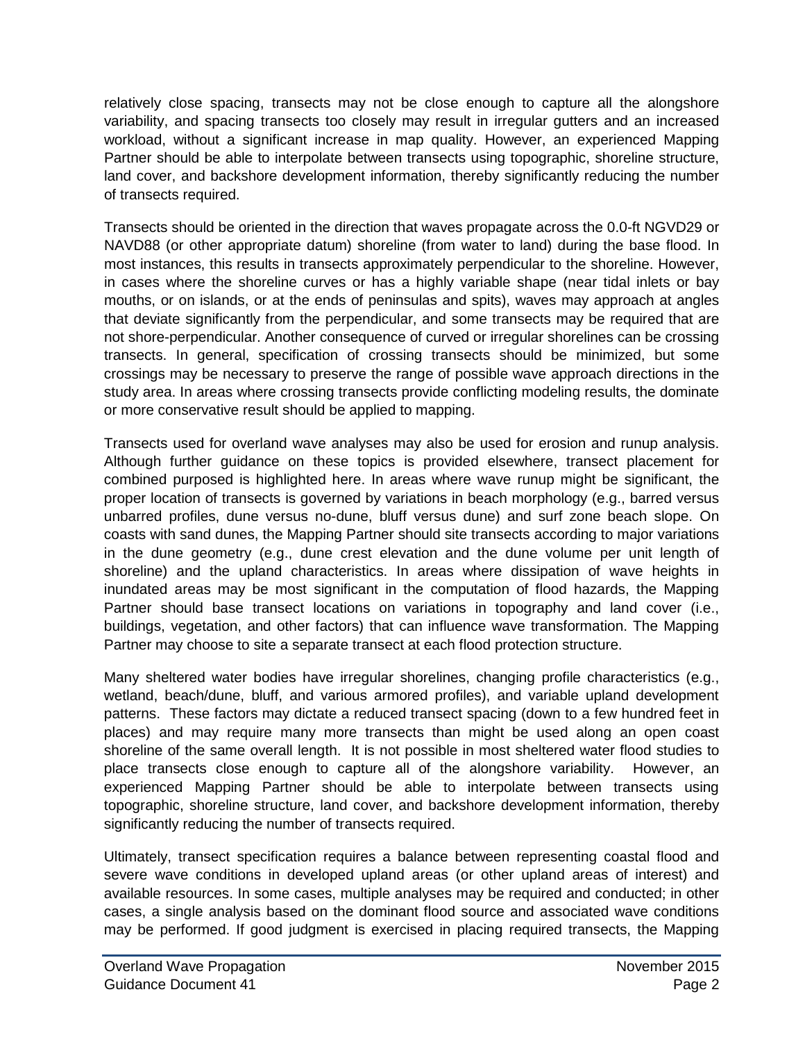relatively close spacing, transects may not be close enough to capture all the alongshore variability, and spacing transects too closely may result in irregular gutters and an increased workload, without a significant increase in map quality. However, an experienced Mapping Partner should be able to interpolate between transects using topographic, shoreline structure, land cover, and backshore development information, thereby significantly reducing the number of transects required.

Transects should be oriented in the direction that waves propagate across the 0.0-ft NGVD29 or NAVD88 (or other appropriate datum) shoreline (from water to land) during the base flood. In most instances, this results in transects approximately perpendicular to the shoreline. However, in cases where the shoreline curves or has a highly variable shape (near tidal inlets or bay mouths, or on islands, or at the ends of peninsulas and spits), waves may approach at angles that deviate significantly from the perpendicular, and some transects may be required that are not shore-perpendicular. Another consequence of curved or irregular shorelines can be crossing transects. In general, specification of crossing transects should be minimized, but some crossings may be necessary to preserve the range of possible wave approach directions in the study area. In areas where crossing transects provide conflicting modeling results, the dominate or more conservative result should be applied to mapping.

Transects used for overland wave analyses may also be used for erosion and runup analysis. Although further guidance on these topics is provided elsewhere, transect placement for combined purposed is highlighted here. In areas where wave runup might be significant, the proper location of transects is governed by variations in beach morphology (e.g., barred versus unbarred profiles, dune versus no-dune, bluff versus dune) and surf zone beach slope. On coasts with sand dunes, the Mapping Partner should site transects according to major variations in the dune geometry (e.g., dune crest elevation and the dune volume per unit length of shoreline) and the upland characteristics. In areas where dissipation of wave heights in inundated areas may be most significant in the computation of flood hazards, the Mapping Partner should base transect locations on variations in topography and land cover (i.e., buildings, vegetation, and other factors) that can influence wave transformation. The Mapping Partner may choose to site a separate transect at each flood protection structure.

Many sheltered water bodies have irregular shorelines, changing profile characteristics (e.g., wetland, beach/dune, bluff, and various armored profiles), and variable upland development patterns. These factors may dictate a reduced transect spacing (down to a few hundred feet in places) and may require many more transects than might be used along an open coast shoreline of the same overall length. It is not possible in most sheltered water flood studies to place transects close enough to capture all of the alongshore variability. However, an experienced Mapping Partner should be able to interpolate between transects using topographic, shoreline structure, land cover, and backshore development information, thereby significantly reducing the number of transects required.

Ultimately, transect specification requires a balance between representing coastal flood and severe wave conditions in developed upland areas (or other upland areas of interest) and available resources. In some cases, multiple analyses may be required and conducted; in other cases, a single analysis based on the dominant flood source and associated wave conditions may be performed. If good judgment is exercised in placing required transects, the Mapping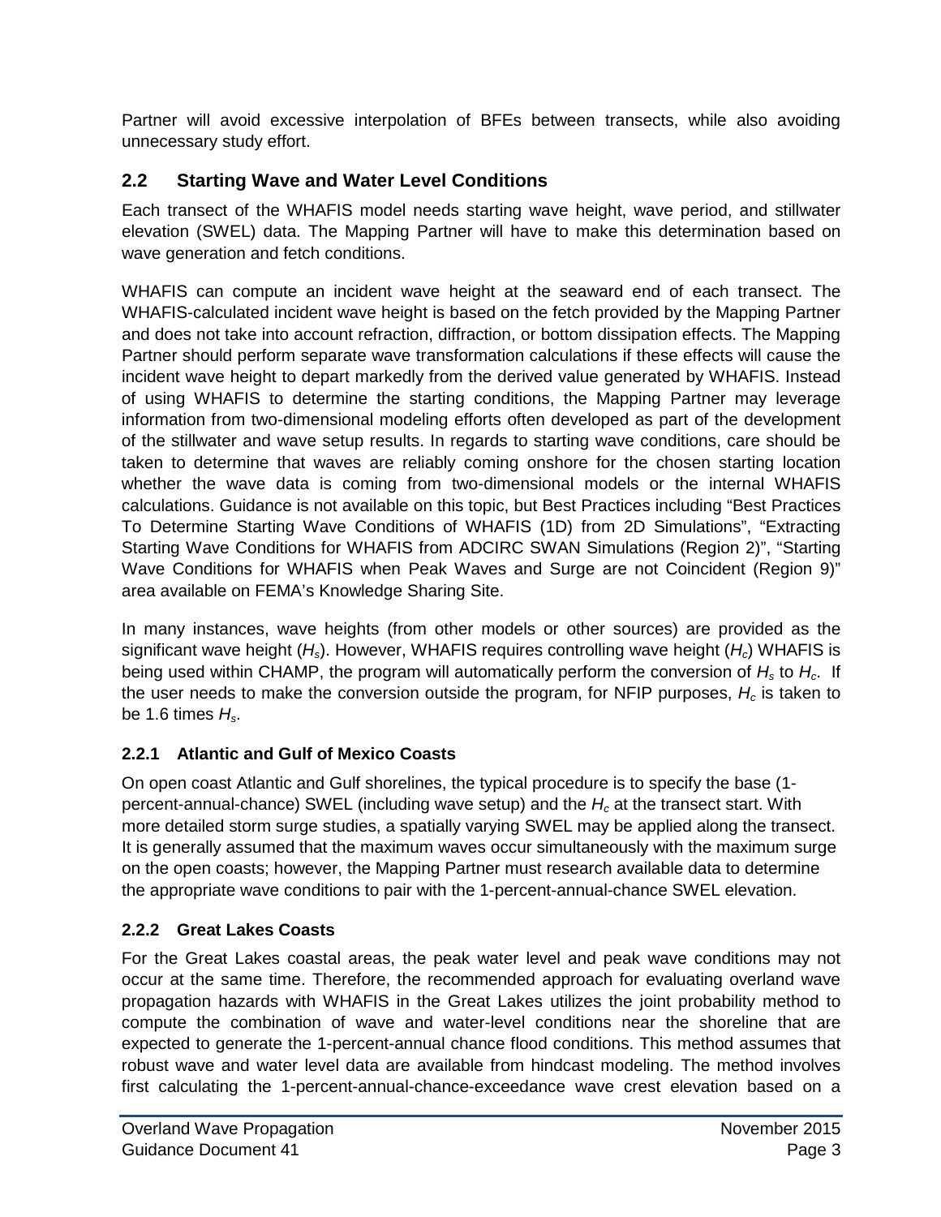Partner will avoid excessive interpolation of BFEs between transects, while also avoiding unnecessary study effort.

## 2.2 Starting Wave and Water Level Conditions

Each transect of the WHAFIS model needs starting wave height, wave period, and stillwater elevation (SWEL) data. The Mapping Partner will have to make this determination based on wave generation and fetch conditions.

WHAFIS can compute an incident wave height at the seaward end of each transect. The WHAFIS-calculated incident wave height is based on the fetch provided by the Mapping Partner and does not take into account refraction, diffraction, or bottom dissipation effects. The Mapping Partner should perform separate wave transformation calculations if these effects will cause the incident wave height to depart markedly from the derived value generated by WHAFIS. Instead of using WHAFIS to determine the starting conditions, the Mapping Partner may leverage information from two-dimensional modeling efforts often developed as part of the development of the stillwater and wave setup results. In regards to starting wave conditions, care should be taken to determine that waves are reliably coming onshore for the chosen starting location whether the wave data is coming from two-dimensional models or the internal WHAFIS calculations. Guidance is not available on this topic, but Best Practices including "Best Practices To Determine Starting Wave Conditions of WHAFIS (1D) from 2D Simulations", "Extracting Starting Wave Conditions for WHAFIS from ADCIRC SWAN Simulations (Region 2)", "Starting Wave Conditions for WHAFIS when Peak Waves and Surge are not Coincident (Region 9)" area available on FEMA's Knowledge Sharing Site.

In many instances, wave heights (from other models or other sources) are provided as the significant wave height ($H_s$). However, WHAFIS requires controlling wave height ($H_c$) WHAFIS is being used within CHAMP, the program will automatically perform the conversion of $H_s$ to $H_c$. If the user needs to make the conversion outside the program, for NFIP purposes, $H_c$ is taken to be 1.6 times $H_s$.

### 2.2.1 Atlantic and Gulf of Mexico Coasts

On open coast Atlantic and Gulf shorelines, the typical procedure is to specify the base (1-percent-annual-chance) SWEL (including wave setup) and the $H_c$ at the transect start. With more detailed storm surge studies, a spatially varying SWEL may be applied along the transect. It is generally assumed that the maximum waves occur simultaneously with the maximum surge on the open coasts; however, the Mapping Partner must research available data to determine the appropriate wave conditions to pair with the 1-percent-annual-chance SWEL elevation.

### 2.2.2 Great Lakes Coasts

For the Great Lakes coastal areas, the peak water level and peak wave conditions may not occur at the same time. Therefore, the recommended approach for evaluating overland wave propagation hazards with WHAFIS in the Great Lakes utilizes the joint probability method to compute the combination of wave and water-level conditions near the shoreline that are expected to generate the 1-percent-annual chance flood conditions. This method assumes that robust wave and water level data are available from hindcast modeling. The method involves first calculating the 1-percent-annual-chance-exceedance wave crest elevation based on a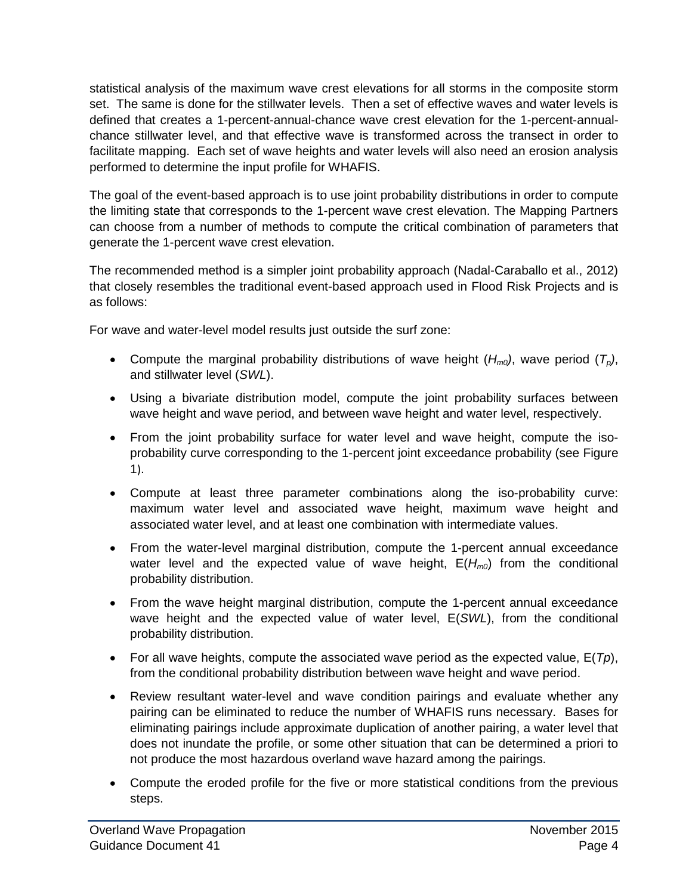statistical analysis of the maximum wave crest elevations for all storms in the composite storm set. The same is done for the stillwater levels. Then a set of effective waves and water levels is defined that creates a 1-percent-annual-chance wave crest elevation for the 1-percent-annual-chance stillwater level, and that effective wave is transformed across the transect in order to facilitate mapping. Each set of wave heights and water levels will also need an erosion analysis performed to determine the input profile for WHAFIS.

The goal of the event-based approach is to use joint probability distributions in order to compute the limiting state that corresponds to the 1-percent wave crest elevation. The Mapping Partners can choose from a number of methods to compute the critical combination of parameters that generate the 1-percent wave crest elevation.

The recommended method is a simpler joint probability approach (Nadal-Caraballo et al., 2012) that closely resembles the traditional event-based approach used in Flood Risk Projects and is as follows:

For wave and water-level model results just outside the surf zone:

- Compute the marginal probability distributions of wave height ($H_{m0}$), wave period ($T_p$), and stillwater level (*SWL*).
- Using a bivariate distribution model, compute the joint probability surfaces between wave height and wave period, and between wave height and water level, respectively.
- From the joint probability surface for water level and wave height, compute the iso-probability curve corresponding to the 1-percent joint exceedance probability (see Figure 1).
- Compute at least three parameter combinations along the iso-probability curve: maximum water level and associated wave height, maximum wave height and associated water level, and at least one combination with intermediate values.
- From the water-level marginal distribution, compute the 1-percent annual exceedance water level and the expected value of wave height, $E(H_{m0})$ from the conditional probability distribution.
- From the wave height marginal distribution, compute the 1-percent annual exceedance wave height and the expected value of water level, E(*SWL*), from the conditional probability distribution.
- For all wave heights, compute the associated wave period as the expected value, $E(Tp)$, from the conditional probability distribution between wave height and wave period.
- Review resultant water-level and wave condition pairings and evaluate whether any pairing can be eliminated to reduce the number of WHAFIS runs necessary. Bases for eliminating pairings include approximate duplication of another pairing, a water level that does not inundate the profile, or some other situation that can be determined a priori to not produce the most hazardous overland wave hazard among the pairings.
- Compute the eroded profile for the five or more statistical conditions from the previous steps.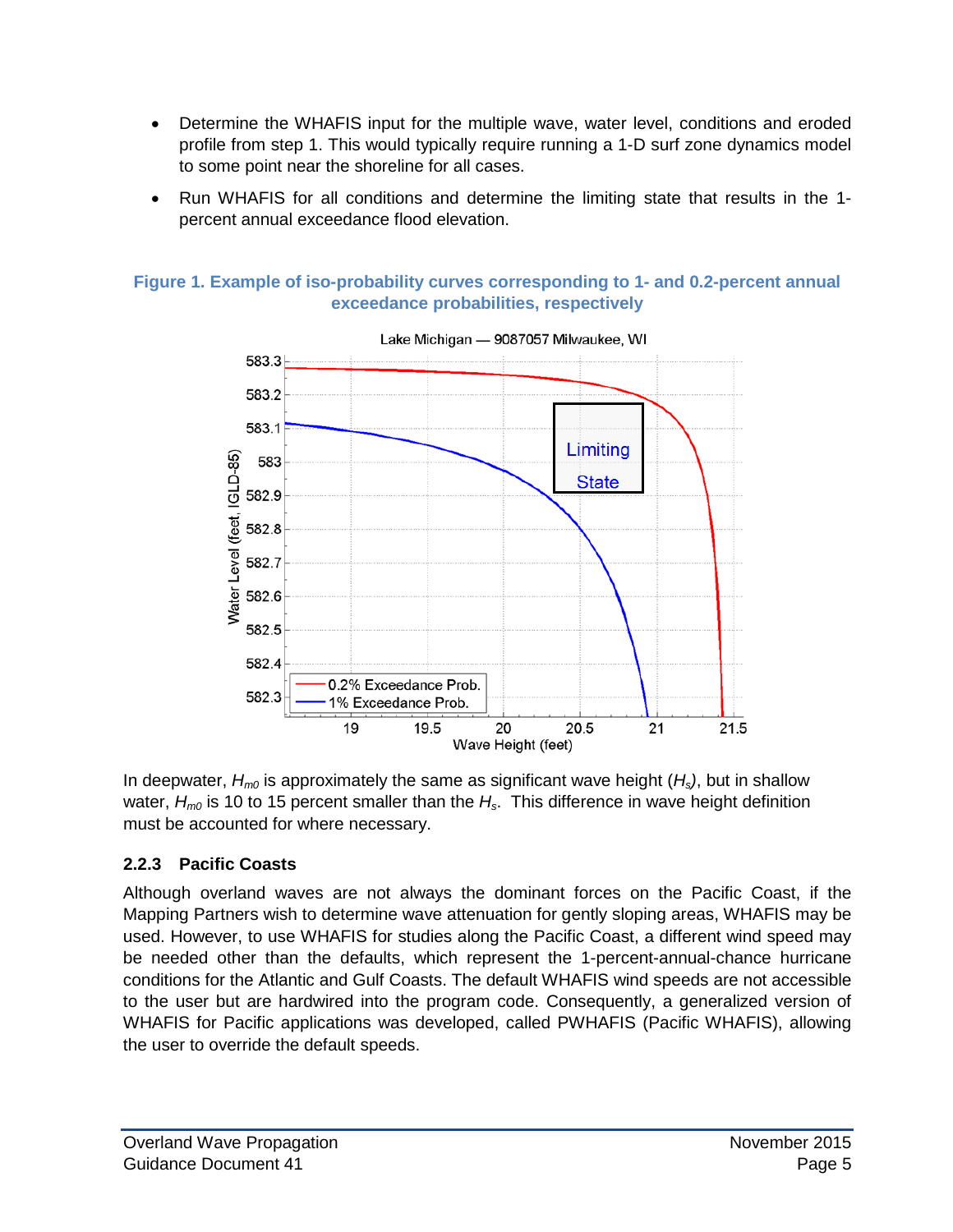- Determine the WHAFIS input for the multiple wave, water level, conditions and eroded profile from step 1. This would typically require running a 1-D surf zone dynamics model to some point near the shoreline for all cases.
- Run WHAFIS for all conditions and determine the limiting state that results in the 1-percent annual exceedance flood elevation.

**Figure 1. Example of iso-probability curves corresponding to 1- and 0.2-percent annual exceedance probabilities, respectively**

In deepwater, $H_{m0}$ is approximately the same as significant wave height ($H_s$), but in shallow water, $H_{m0}$ is 10 to 15 percent smaller than the $H_s$. This difference in wave height definition must be accounted for where necessary.

### 2.2.3 Pacific Coasts

Although overland waves are not always the dominant forces on the Pacific Coast, if the Mapping Partners wish to determine wave attenuation for gently sloping areas, WHAFIS may be used. However, to use WHAFIS for studies along the Pacific Coast, a different wind speed may be needed other than the defaults, which represent the 1-percent-annual-chance hurricane conditions for the Atlantic and Gulf Coasts. The default WHAFIS wind speeds are not accessible to the user but are hardwired into the program code. Consequently, a generalized version of WHAFIS for Pacific applications was developed, called PWHAFIS (Pacific WHAFIS), allowing the user to override the default speeds.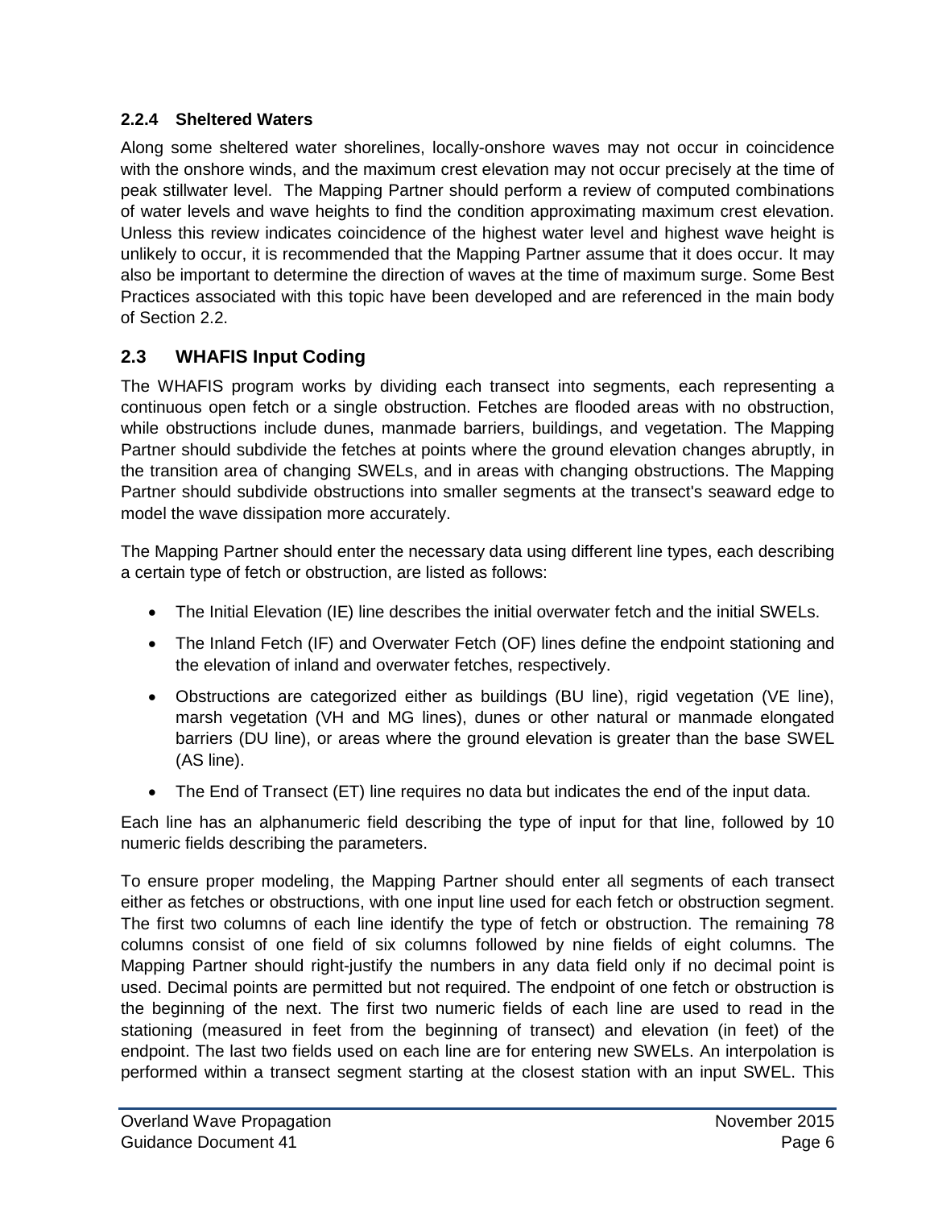### 2.2.4 Sheltered Waters

Along some sheltered water shorelines, locally-onshore waves may not occur in coincidence with the onshore winds, and the maximum crest elevation may not occur precisely at the time of peak stillwater level. The Mapping Partner should perform a review of computed combinations of water levels and wave heights to find the condition approximating maximum crest elevation. Unless this review indicates coincidence of the highest water level and highest wave height is unlikely to occur, it is recommended that the Mapping Partner assume that it does occur. It may also be important to determine the direction of waves at the time of maximum surge. Some Best Practices associated with this topic have been developed and are referenced in the main body of Section 2.2.

## 2.3 WHAFIS Input Coding

The WHAFIS program works by dividing each transect into segments, each representing a continuous open fetch or a single obstruction. Fetches are flooded areas with no obstruction, while obstructions include dunes, manmade barriers, buildings, and vegetation. The Mapping Partner should subdivide the fetches at points where the ground elevation changes abruptly, in the transition area of changing SWELs, and in areas with changing obstructions. The Mapping Partner should subdivide obstructions into smaller segments at the transect's seaward edge to model the wave dissipation more accurately.

The Mapping Partner should enter the necessary data using different line types, each describing a certain type of fetch or obstruction, are listed as follows:

- The Initial Elevation (IE) line describes the initial overwater fetch and the initial SWELs.
- The Inland Fetch (IF) and Overwater Fetch (OF) lines define the endpoint stationing and the elevation of inland and overwater fetches, respectively.
- Obstructions are categorized either as buildings (BU line), rigid vegetation (VE line), marsh vegetation (VH and MG lines), dunes or other natural or manmade elongated barriers (DU line), or areas where the ground elevation is greater than the base SWEL (AS line).
- The End of Transect (ET) line requires no data but indicates the end of the input data.

Each line has an alphanumeric field describing the type of input for that line, followed by 10 numeric fields describing the parameters.

To ensure proper modeling, the Mapping Partner should enter all segments of each transect either as fetches or obstructions, with one input line used for each fetch or obstruction segment. The first two columns of each line identify the type of fetch or obstruction. The remaining 78 columns consist of one field of six columns followed by nine fields of eight columns. The Mapping Partner should right-justify the numbers in any data field only if no decimal point is used. Decimal points are permitted but not required. The endpoint of one fetch or obstruction is the beginning of the next. The first two numeric fields of each line are used to read in the stationing (measured in feet from the beginning of transect) and elevation (in feet) of the endpoint. The last two fields used on each line are for entering new SWELs. An interpolation is performed within a transect segment starting at the closest station with an input SWEL. This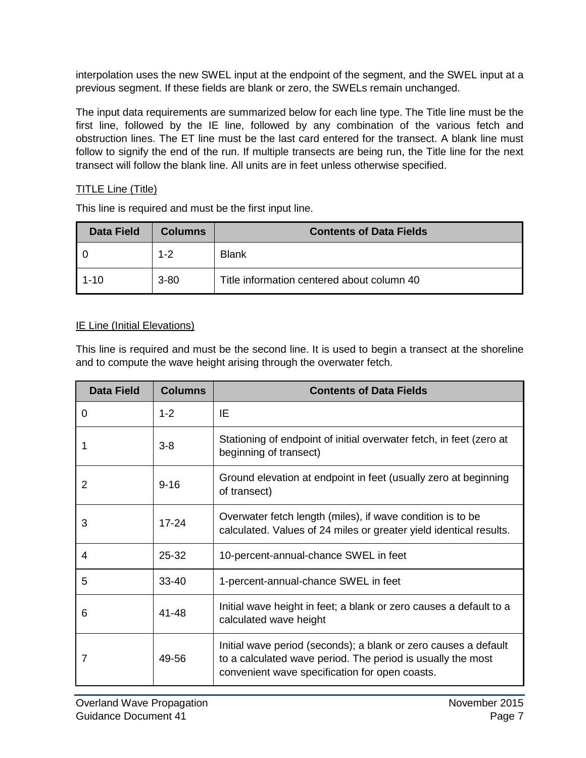interpolation uses the new SWEL input at the endpoint of the segment, and the SWEL input at a previous segment. If these fields are blank or zero, the SWELs remain unchanged.

The input data requirements are summarized below for each line type. The Title line must be the first line, followed by the IE line, followed by any combination of the various fetch and obstruction lines. The ET line must be the last card entered for the transect. A blank line must follow to signify the end of the run. If multiple transects are being run, the Title line for the next transect will follow the blank line. All units are in feet unless otherwise specified.

TITLE Line (Title)

This line is required and must be the first input line.

| Data Field | Columns | Contents of Data Fields |
|---|---|---|
| 0 | 1-2 | Blank |
| 1-10 | 3-80 | Title information centered about column 40 |

IE Line (Initial Elevations)

This line is required and must be the second line. It is used to begin a transect at the shoreline and to compute the wave height arising through the overwater fetch.

| Data Field | Columns | Contents of Data Fields |
|---|---|---|
| 0 | 1-2 | IE |
| 1 | 3-8 | Stationing of endpoint of initial overwater fetch, in feet (zero at beginning of transect) |
| 2 | 9-16 | Ground elevation at endpoint in feet (usually zero at beginning of transect) |
| 3 | 17-24 | Overwater fetch length (miles), if wave condition is to be calculated. Values of 24 miles or greater yield identical results. |
| 4 | 25-32 | 10-percent-annual-chance SWEL in feet |
| 5 | 33-40 | 1-percent-annual-chance SWEL in feet |
| 6 | 41-48 | Initial wave height in feet; a blank or zero causes a default to a calculated wave height |
| 7 | 49-56 | Initial wave period (seconds); a blank or zero causes a default to a calculated wave period. The period is usually the most convenient wave specification for open coasts. |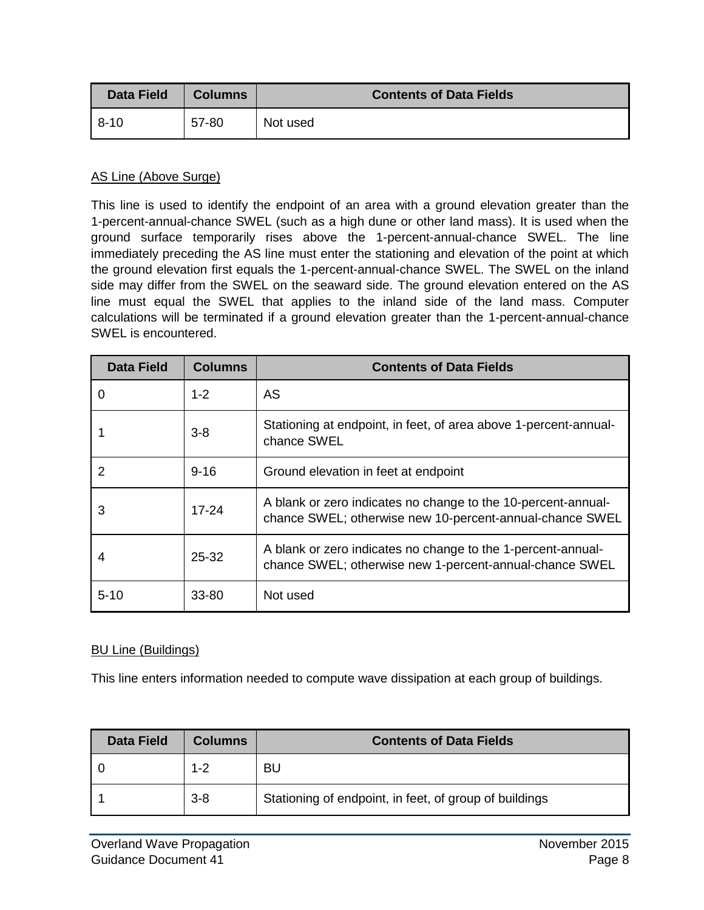| Data Field | Columns | Contents of Data Fields |
|---|---|---|
| 8-10 | 57-80 | Not used |

AS Line (Above Surge)

This line is used to identify the endpoint of an area with a ground elevation greater than the 1-percent-annual-chance SWEL (such as a high dune or other land mass). It is used when the ground surface temporarily rises above the 1-percent-annual-chance SWEL. The line immediately preceding the AS line must enter the stationing and elevation of the point at which the ground elevation first equals the 1-percent-annual-chance SWEL. The SWEL on the inland side may differ from the SWEL on the seaward side. The ground elevation entered on the AS line must equal the SWEL that applies to the inland side of the land mass. Computer calculations will be terminated if a ground elevation greater than the 1-percent-annual-chance SWEL is encountered.

| Data Field | Columns | Contents of Data Fields |
|---|---|---|
| 0 | 1-2 | AS |
| 1 | 3-8 | Stationing at endpoint, in feet, of area above 1-percent-annual-chance SWEL |
| 2 | 9-16 | Ground elevation in feet at endpoint |
| 3 | 17-24 | A blank or zero indicates no change to the 10-percent-annual-chance SWEL; otherwise new 10-percent-annual-chance SWEL |
| 4 | 25-32 | A blank or zero indicates no change to the 1-percent-annual-chance SWEL; otherwise new 1-percent-annual-chance SWEL |
| 5-10 | 33-80 | Not used |

BU Line (Buildings)

This line enters information needed to compute wave dissipation at each group of buildings.

| Data Field | Columns | Contents of Data Fields |
|---|---|---|
| 0 | 1-2 | BU |
| 1 | 3-8 | Stationing of endpoint, in feet, of group of buildings |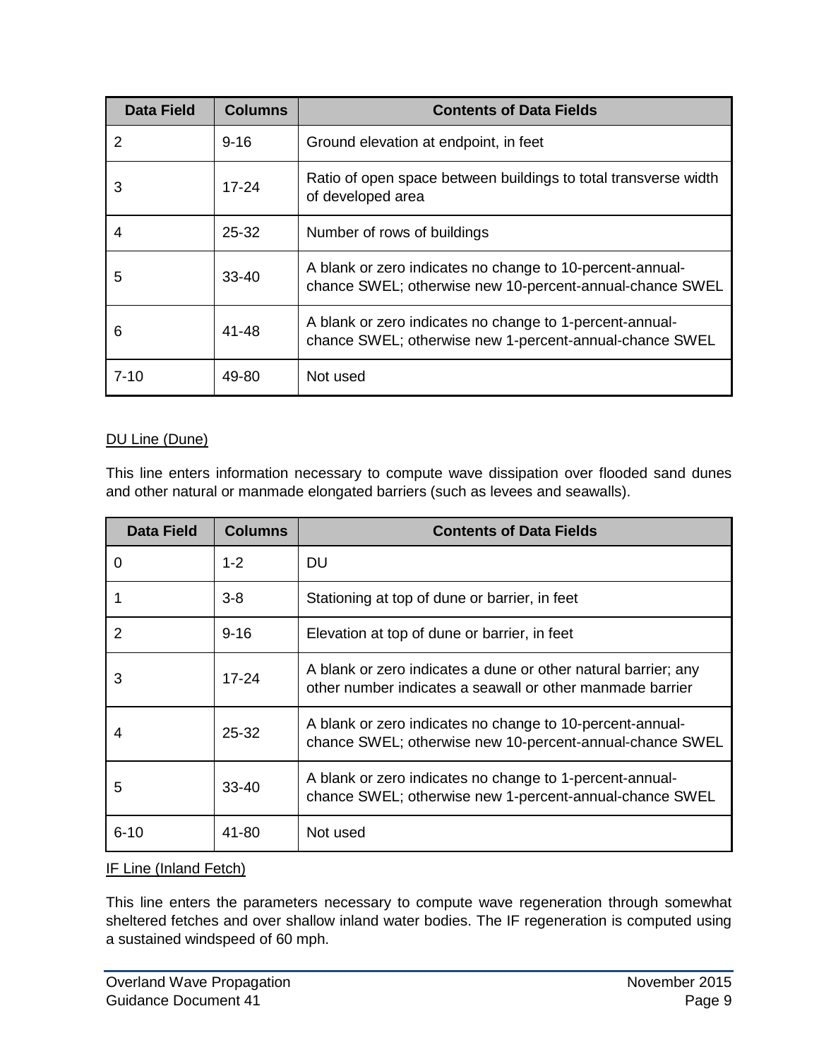| Data Field | Columns | Contents of Data Fields |
|---|---|---|
| 2 | 9-16 | Ground elevation at endpoint, in feet |
| 3 | 17-24 | Ratio of open space between buildings to total transverse width of developed area |
| 4 | 25-32 | Number of rows of buildings |
| 5 | 33-40 | A blank or zero indicates no change to 10-percent-annual-chance SWEL; otherwise new 10-percent-annual-chance SWEL |
| 6 | 41-48 | A blank or zero indicates no change to 1-percent-annual-chance SWEL; otherwise new 1-percent-annual-chance SWEL |
| 7-10 | 49-80 | Not used |

DU Line (Dune)

This line enters information necessary to compute wave dissipation over flooded sand dunes and other natural or manmade elongated barriers (such as levees and seawalls).

| Data Field | Columns | Contents of Data Fields |
|---|---|---|
| 0 | 1-2 | DU |
| 1 | 3-8 | Stationing at top of dune or barrier, in feet |
| 2 | 9-16 | Elevation at top of dune or barrier, in feet |
| 3 | 17-24 | A blank or zero indicates a dune or other natural barrier; any other number indicates a seawall or other manmade barrier |
| 4 | 25-32 | A blank or zero indicates no change to 10-percent-annual-chance SWEL; otherwise new 10-percent-annual-chance SWEL |
| 5 | 33-40 | A blank or zero indicates no change to 1-percent-annual-chance SWEL; otherwise new 1-percent-annual-chance SWEL |
| 6-10 | 41-80 | Not used |

IF Line (Inland Fetch)

This line enters the parameters necessary to compute wave regeneration through somewhat sheltered fetches and over shallow inland water bodies. The IF regeneration is computed using a sustained windspeed of 60 mph.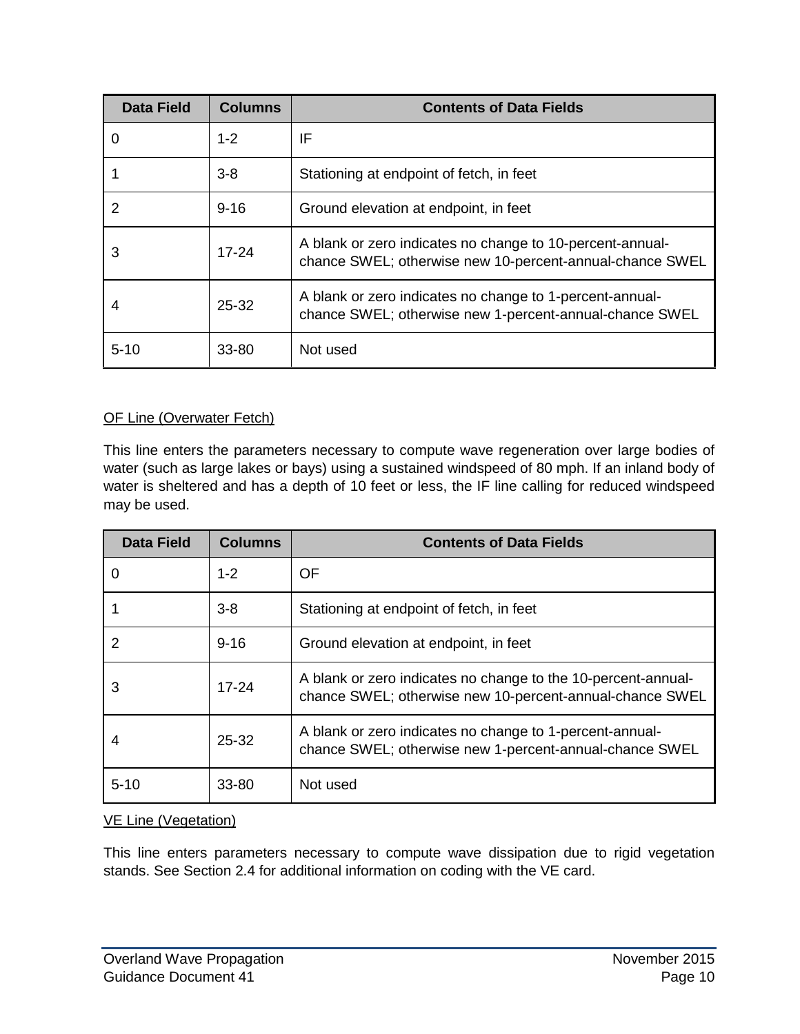| Data Field | Columns | Contents of Data Fields |
|---|---|---|
| 0 | 1-2 | IF |
| 1 | 3-8 | Stationing at endpoint of fetch, in feet |
| 2 | 9-16 | Ground elevation at endpoint, in feet |
| 3 | 17-24 | A blank or zero indicates no change to 10-percent-annual-chance SWEL; otherwise new 10-percent-annual-chance SWEL |
| 4 | 25-32 | A blank or zero indicates no change to 1-percent-annual-chance SWEL; otherwise new 1-percent-annual-chance SWEL |
| 5-10 | 33-80 | Not used |

OF Line (Overwater Fetch)

This line enters the parameters necessary to compute wave regeneration over large bodies of water (such as large lakes or bays) using a sustained windspeed of 80 mph. If an inland body of water is sheltered and has a depth of 10 feet or less, the IF line calling for reduced windspeed may be used.

| Data Field | Columns | Contents of Data Fields |
|---|---|---|
| 0 | 1-2 | OF |
| 1 | 3-8 | Stationing at endpoint of fetch, in feet |
| 2 | 9-16 | Ground elevation at endpoint, in feet |
| 3 | 17-24 | A blank or zero indicates no change to the 10-percent-annual-chance SWEL; otherwise new 10-percent-annual-chance SWEL |
| 4 | 25-32 | A blank or zero indicates no change to 1-percent-annual-chance SWEL; otherwise new 1-percent-annual-chance SWEL |
| 5-10 | 33-80 | Not used |

VE Line (Vegetation)

This line enters parameters necessary to compute wave dissipation due to rigid vegetation stands. See Section 2.4 for additional information on coding with the VE card.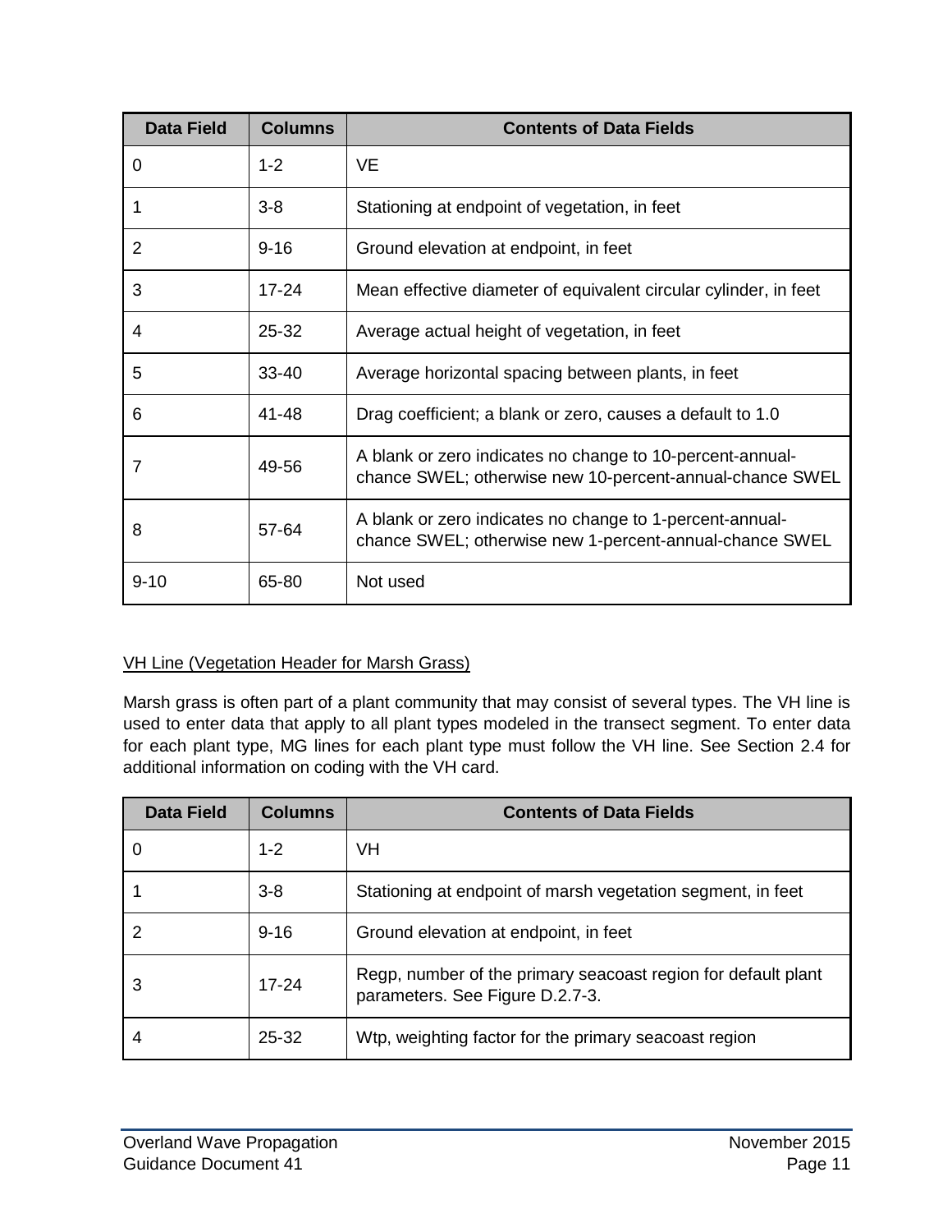| Data Field | Columns | Contents of Data Fields |
|---|---|---|
| 0 | 1-2 | VE |
| 1 | 3-8 | Stationing at endpoint of vegetation, in feet |
| 2 | 9-16 | Ground elevation at endpoint, in feet |
| 3 | 17-24 | Mean effective diameter of equivalent circular cylinder, in feet |
| 4 | 25-32 | Average actual height of vegetation, in feet |
| 5 | 33-40 | Average horizontal spacing between plants, in feet |
| 6 | 41-48 | Drag coefficient; a blank or zero, causes a default to 1.0 |
| 7 | 49-56 | A blank or zero indicates no change to 10-percent-annual-chance SWEL; otherwise new 10-percent-annual-chance SWEL |
| 8 | 57-64 | A blank or zero indicates no change to 1-percent-annual-chance SWEL; otherwise new 1-percent-annual-chance SWEL |
| 9-10 | 65-80 | Not used |

VH Line (Vegetation Header for Marsh Grass)

Marsh grass is often part of a plant community that may consist of several types. The VH line is used to enter data that apply to all plant types modeled in the transect segment. To enter data for each plant type, MG lines for each plant type must follow the VH line. See Section 2.4 for additional information on coding with the VH card.

| Data Field | Columns | Contents of Data Fields |
|---|---|---|
| 0 | 1-2 | VH |
| 1 | 3-8 | Stationing at endpoint of marsh vegetation segment, in feet |
| 2 | 9-16 | Ground elevation at endpoint, in feet |
| 3 | 17-24 | Regp, number of the primary seacoast region for default plant parameters. See Figure D.2.7-3. |
| 4 | 25-32 | Wtp, weighting factor for the primary seacoast region |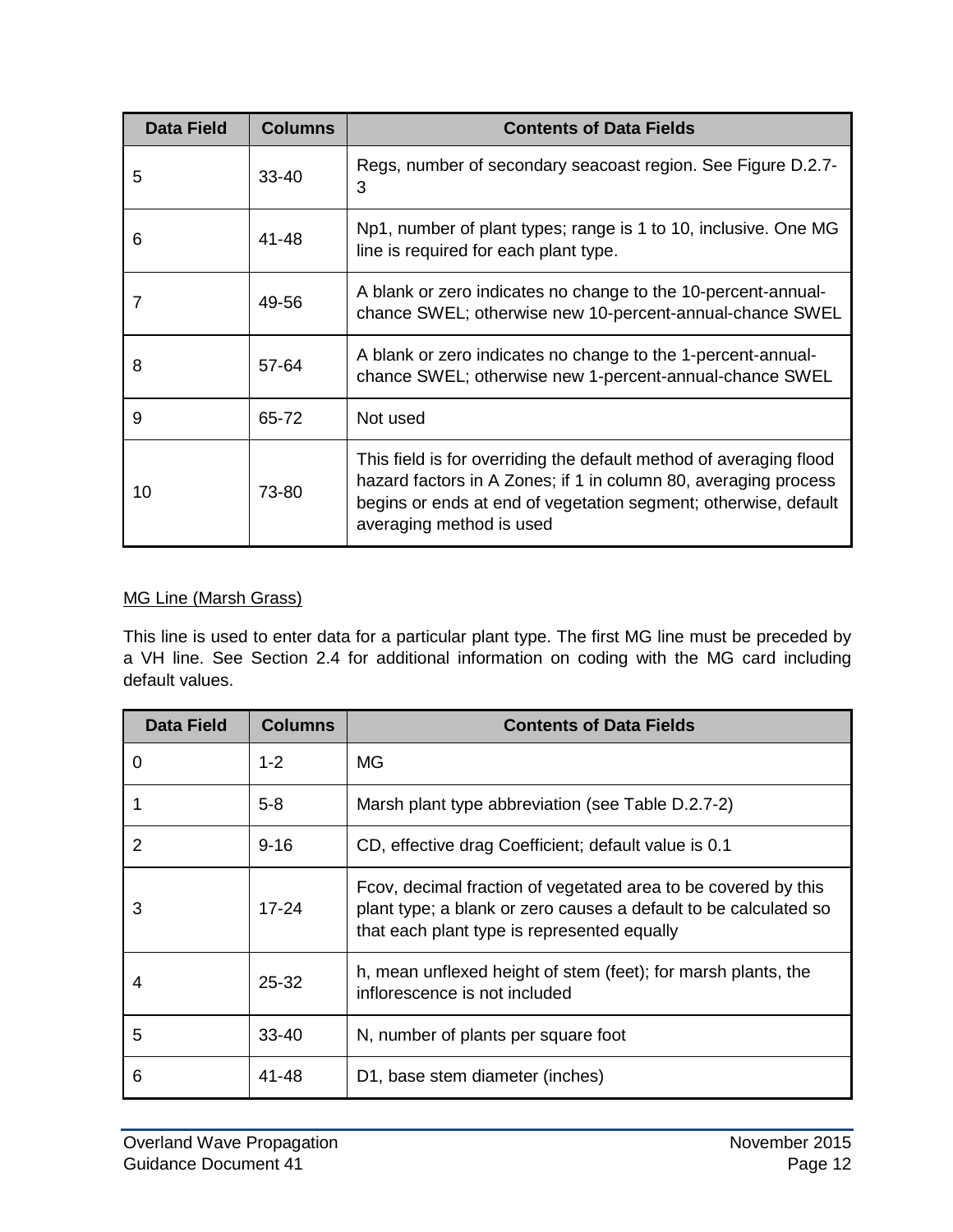| Data Field | Columns | Contents of Data Fields |
|---|---|---|
| 5 | 33-40 | Regs, number of secondary seacoast region. See Figure D.2.7-3 |
| 6 | 41-48 | Np1, number of plant types; range is 1 to 10, inclusive. One MG line is required for each plant type. |
| 7 | 49-56 | A blank or zero indicates no change to the 10-percent-annual-chance SWEL; otherwise new 10-percent-annual-chance SWEL |
| 8 | 57-64 | A blank or zero indicates no change to the 1-percent-annual-chance SWEL; otherwise new 1-percent-annual-chance SWEL |
| 9 | 65-72 | Not used |
| 10 | 73-80 | This field is for overriding the default method of averaging flood hazard factors in A Zones; if 1 in column 80, averaging process begins or ends at end of vegetation segment; otherwise, default averaging method is used |

MG Line (Marsh Grass)

This line is used to enter data for a particular plant type. The first MG line must be preceded by a VH line. See Section 2.4 for additional information on coding with the MG card including default values.

| Data Field | Columns | Contents of Data Fields |
|---|---|---|
| 0 | 1-2 | MG |
| 1 | 5-8 | Marsh plant type abbreviation (see Table D.2.7-2) |
| 2 | 9-16 | CD, effective drag Coefficient; default value is 0.1 |
| 3 | 17-24 | Fcov, decimal fraction of vegetated area to be covered by this plant type; a blank or zero causes a default to be calculated so that each plant type is represented equally |
| 4 | 25-32 | h, mean unflexed height of stem (feet); for marsh plants, the inflorescence is not included |
| 5 | 33-40 | N, number of plants per square foot |
| 6 | 41-48 | D1, base stem diameter (inches) |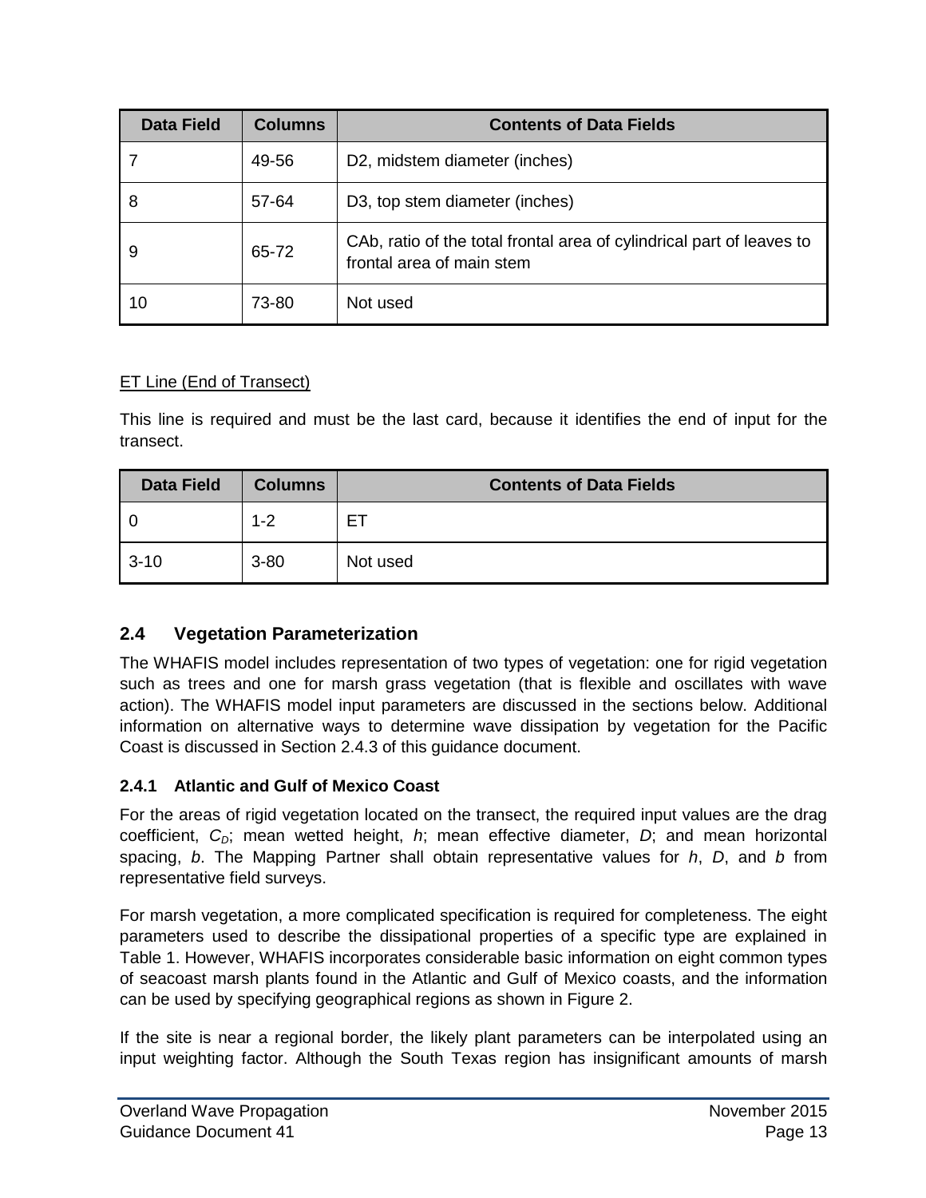| Data Field | Columns | Contents of Data Fields |
|---|---|---|
| 7 | 49-56 | D2, midstem diameter (inches) |
| 8 | 57-64 | D3, top stem diameter (inches) |
| 9 | 65-72 | CAb, ratio of the total frontal area of cylindrical part of leaves to frontal area of main stem |
| 10 | 73-80 | Not used |

ET Line (End of Transect)

This line is required and must be the last card, because it identifies the end of input for the transect.

| Data Field | Columns | Contents of Data Fields |
|---|---|---|
| 0 | 1-2 | ET |
| 3-10 | 3-80 | Not used |

## 2.4 Vegetation Parameterization

The WHAFIS model includes representation of two types of vegetation: one for rigid vegetation such as trees and one for marsh grass vegetation (that is flexible and oscillates with wave action). The WHAFIS model input parameters are discussed in the sections below. Additional information on alternative ways to determine wave dissipation by vegetation for the Pacific Coast is discussed in Section 2.4.3 of this guidance document.

### 2.4.1 Atlantic and Gulf of Mexico Coast

For the areas of rigid vegetation located on the transect, the required input values are the drag coefficient, $C_D$; mean wetted height, $h$; mean effective diameter, $D$; and mean horizontal spacing, $b$. The Mapping Partner shall obtain representative values for $h$, $D$, and $b$ from representative field surveys.

For marsh vegetation, a more complicated specification is required for completeness. The eight parameters used to describe the dissipational properties of a specific type are explained in Table 1. However, WHAFIS incorporates considerable basic information on eight common types of seacoast marsh plants found in the Atlantic and Gulf of Mexico coasts, and the information can be used by specifying geographical regions as shown in Figure 2.

If the site is near a regional border, the likely plant parameters can be interpolated using an input weighting factor. Although the South Texas region has insignificant amounts of marsh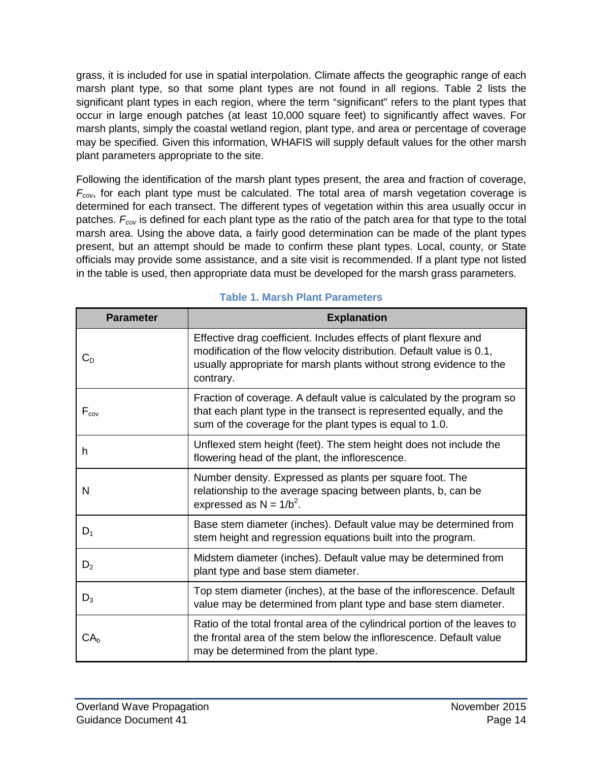grass, it is included for use in spatial interpolation. Climate affects the geographic range of each marsh plant type, so that some plant types are not found in all regions. Table 2 lists the significant plant types in each region, where the term "significant" refers to the plant types that occur in large enough patches (at least 10,000 square feet) to significantly affect waves. For marsh plants, simply the coastal wetland region, plant type, and area or percentage of coverage may be specified. Given this information, WHAFIS will supply default values for the other marsh plant parameters appropriate to the site.

Following the identification of the marsh plant types present, the area and fraction of coverage, $F_{cov}$, for each plant type must be calculated. The total area of marsh vegetation coverage is determined for each transect. The different types of vegetation within this area usually occur in patches. $F_{cov}$ is defined for each plant type as the ratio of the patch area for that type to the total marsh area. Using the above data, a fairly good determination can be made of the plant types present, but an attempt should be made to confirm these plant types. Local, county, or State officials may provide some assistance, and a site visit is recommended. If a plant type not listed in the table is used, then appropriate data must be developed for the marsh grass parameters.

**Table 1. Marsh Plant Parameters**

| Parameter | Explanation |
|---|---|
| $C_D$ | Effective drag coefficient. Includes effects of plant flexure and modification of the flow velocity distribution. Default value is 0.1, usually appropriate for marsh plants without strong evidence to the contrary. |
| $F_{cov}$ | Fraction of coverage. A default value is calculated by the program so that each plant type in the transect is represented equally, and the sum of the coverage for the plant types is equal to 1.0. |
| h | Unflexed stem height (feet). The stem height does not include the flowering head of the plant, the inflorescence. |
| N | Number density. Expressed as plants per square foot. The relationship to the average spacing between plants, b, can be expressed as $N = 1/b^2$. |
| $D_1$ | Base stem diameter (inches). Default value may be determined from stem height and regression equations built into the program. |
| $D_2$ | Midstem diameter (inches). Default value may be determined from plant type and base stem diameter. |
| $D_3$ | Top stem diameter (inches), at the base of the inflorescence. Default value may be determined from plant type and base stem diameter. |
| $CA_b$ | Ratio of the total frontal area of the cylindrical portion of the leaves to the frontal area of the stem below the inflorescence. Default value may be determined from the plant type. |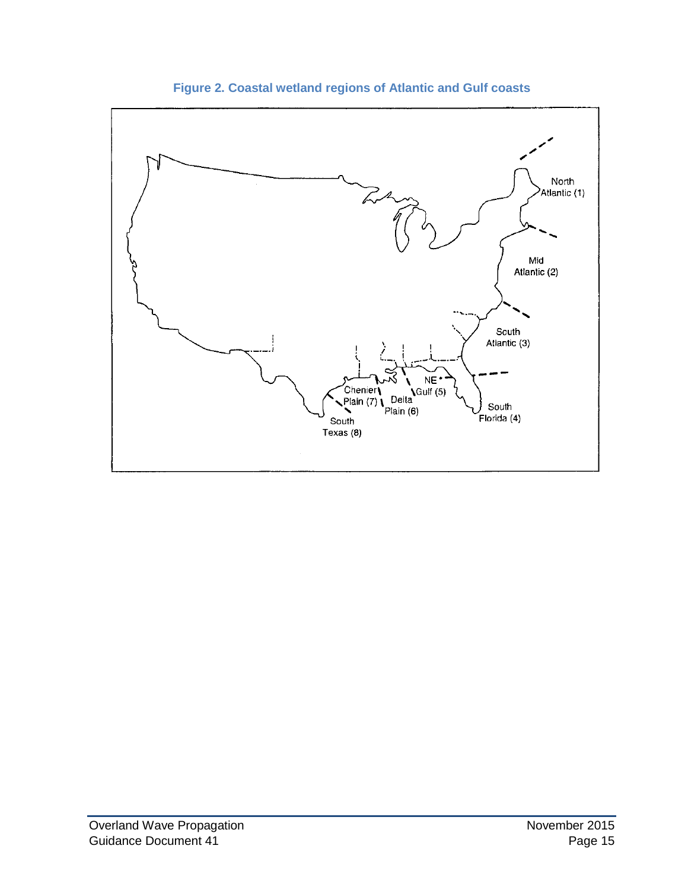**Figure 2. Coastal wetland regions of Atlantic and Gulf coasts**

North Atlantic (1)

Mid Atlantic (2)

South Atlantic (3)

South Florida (4)

NE Gulf (5)

Delta Plain (6)

Chenier Plain (7)

South Texas (8)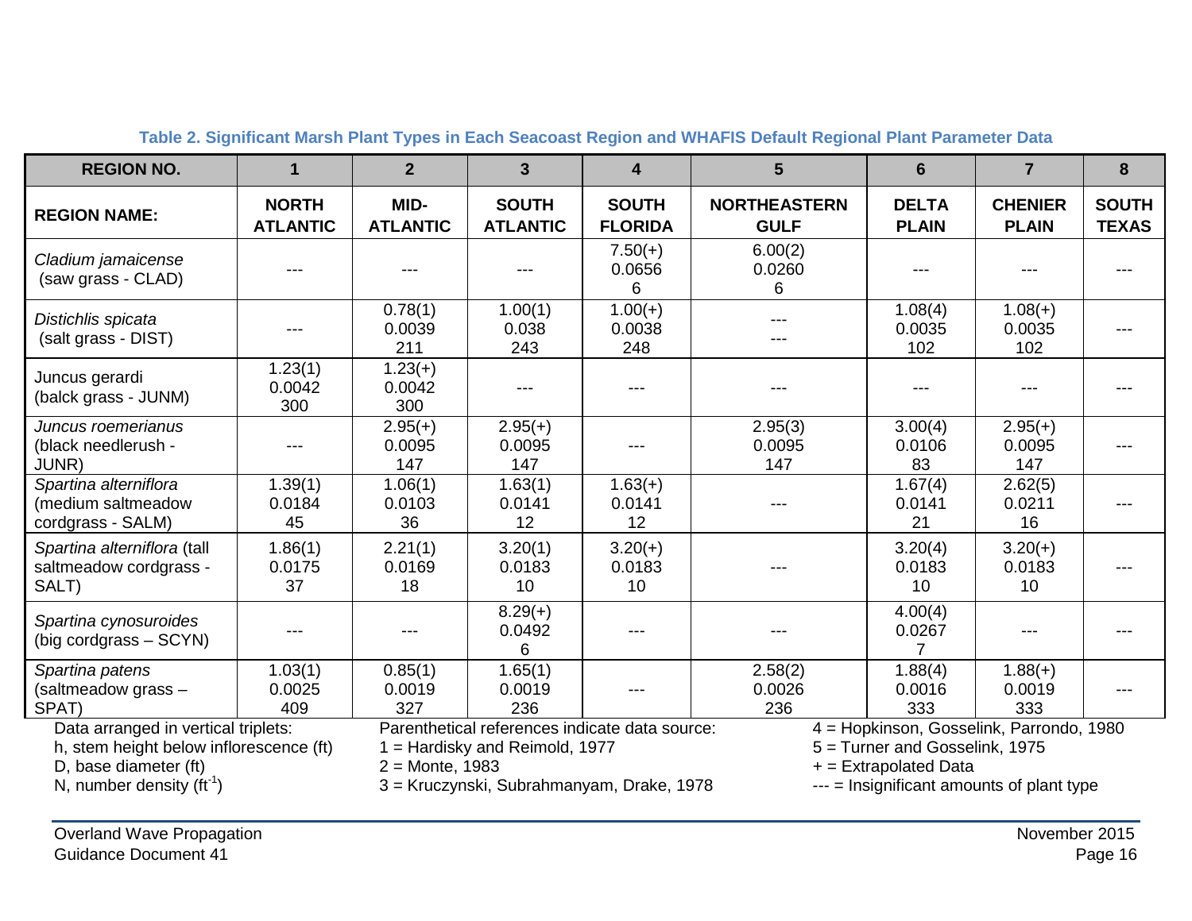**Table 2. Significant Marsh Plant Types in Each Seacoast Region and WHAFIS Default Regional Plant Parameter Data**

| REGION NO. | 1 | 2 | 3 | 4 | 5 | 6 | 7 | 8 |
|---|---|---|---|---|---|---|---|---|
| **REGION NAME:** | **NORTH ATLANTIC** | **MID-ATLANTIC** | **SOUTH ATLANTIC** | **SOUTH FLORIDA** | **NORTHEASTERN GULF** | **DELTA PLAIN** | **CHENIER PLAIN** | **SOUTH TEXAS** |
| *Cladium jamaicense* (saw grass - CLAD) | --- | --- | --- | 7.50(+)<br>0.0656<br>6 | 6.00(2)<br>0.0260<br>6 | --- | --- | --- |
| *Distichlis spicata* (salt grass - DIST) | --- | 0.78(1)<br>0.0039<br>211 | 1.00(1)<br>0.038<br>243 | 1.00(+)<br>0.0038<br>248 | ---<br>--- | 1.08(4)<br>0.0035<br>102 | 1.08(+)<br>0.0035<br>102 | --- |
| Juncus gerardi (balck grass - JUNM) | 1.23(1)<br>0.0042<br>300 | 1.23(+)<br>0.0042<br>300 | --- | --- | --- | --- | --- | --- |
| *Juncus roemerianus* (black needlerush - JUNR) | --- | 2.95(+)<br>0.0095<br>147 | 2.95(+)<br>0.0095<br>147 | --- | 2.95(3)<br>0.0095<br>147 | 3.00(4)<br>0.0106<br>83 | 2.95(+)<br>0.0095<br>147 | --- |
| *Spartina alterniflora* (medium saltmeadow cordgrass - SALM) | 1.39(1)<br>0.0184<br>45 | 1.06(1)<br>0.0103<br>36 | 1.63(1)<br>0.0141<br>12 | 1.63(+)<br>0.0141<br>12 | --- | 1.67(4)<br>0.0141<br>21 | 2.62(5)<br>0.0211<br>16 | --- |
| *Spartina alterniflora* (tall saltmeadow cordgrass - SALT) | 1.86(1)<br>0.0175<br>37 | 2.21(1)<br>0.0169<br>18 | 3.20(1)<br>0.0183<br>10 | 3.20(+)<br>0.0183<br>10 | --- | 3.20(4)<br>0.0183<br>10 | 3.20(+)<br>0.0183<br>10 | --- |
| *Spartina cynosuroides* (big cordgrass – SCYN) | --- | --- | 8.29(+)<br>0.0492<br>6 | --- | --- | 4.00(4)<br>0.0267<br>7 | --- | --- |
| *Spartina patens* (saltmeadow grass – SPAT) | 1.03(1)<br>0.0025<br>409 | 0.85(1)<br>0.0019<br>327 | 1.65(1)<br>0.0019<br>236 | --- | 2.58(2)<br>0.0026<br>236 | 1.88(4)<br>0.0016<br>333 | 1.88(+)<br>0.0019<br>333 | --- |

Data arranged in vertical triplets:
h, stem height below inflorescence (ft)
D, base diameter (ft)
N, number density ($ft^{-1}$)

Parenthetical references indicate data source:
1 = Hardisky and Reimold, 1977
2 = Monte, 1983
3 = Kruczynski, Subrahmanyam, Drake, 1978
4 = Hopkinson, Gosselink, Parrondo, 1980
5 = Turner and Gosselink, 1975
+ = Extrapolated Data
--- = Insignificant amounts of plant type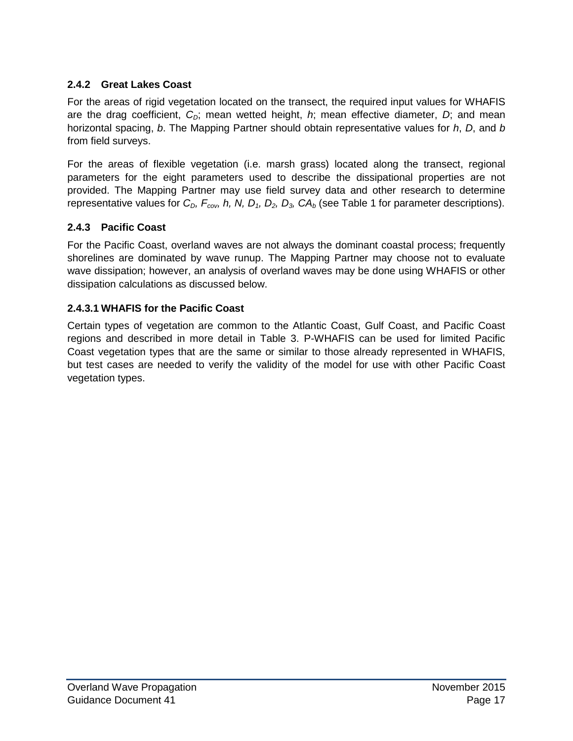### 2.4.2 Great Lakes Coast

For the areas of rigid vegetation located on the transect, the required input values for WHAFIS are the drag coefficient, $C_D$; mean wetted height, $h$; mean effective diameter, $D$; and mean horizontal spacing, $b$. The Mapping Partner should obtain representative values for $h$, $D$, and $b$ from field surveys.

For the areas of flexible vegetation (i.e. marsh grass) located along the transect, regional parameters for the eight parameters used to describe the dissipational properties are not provided. The Mapping Partner may use field survey data and other research to determine representative values for $C_D$, $F_{cov}$, $h$, $N$, $D_1$, $D_2$, $D_3$, $CA_b$ (see Table 1 for parameter descriptions).

### 2.4.3 Pacific Coast

For the Pacific Coast, overland waves are not always the dominant coastal process; frequently shorelines are dominated by wave runup. The Mapping Partner may choose not to evaluate wave dissipation; however, an analysis of overland waves may be done using WHAFIS or other dissipation calculations as discussed below.

#### 2.4.3.1 WHAFIS for the Pacific Coast

Certain types of vegetation are common to the Atlantic Coast, Gulf Coast, and Pacific Coast regions and described in more detail in Table 3. P-WHAFIS can be used for limited Pacific Coast vegetation types that are the same or similar to those already represented in WHAFIS, but test cases are needed to verify the validity of the model for use with other Pacific Coast vegetation types.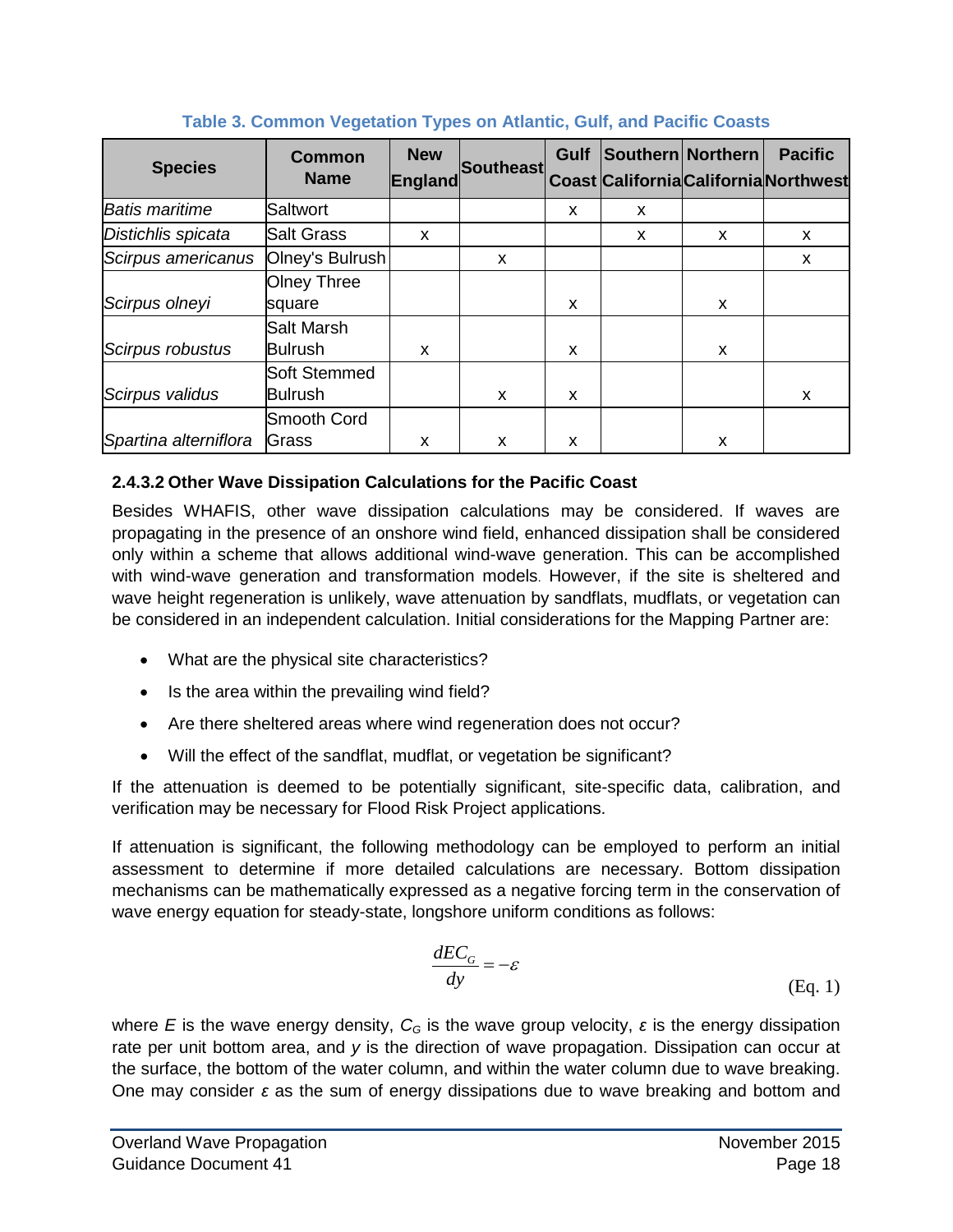**Table 3. Common Vegetation Types on Atlantic, Gulf, and Pacific Coasts**

| Species | Common Name | New England | Southeast | Gulf Coast | Southern California | Northern California | Pacific Northwest |
|---|---|---|---|---|---|---|---|
| *Batis maritime* | Saltwort | | | x | x | | |
| *Distichlis spicata* | Salt Grass | x | | | x | x | x |
| *Scirpus americanus* | Olney's Bulrush | | x | | | | x |
| *Scirpus olneyi* | Olney Three square | | | x | | x | |
| *Scirpus robustus* | Salt Marsh Bulrush | x | | x | | x | |
| *Scirpus validus* | Soft Stemmed Bulrush | | x | x | | | x |
| *Spartina alterniflora* | Smooth Cord Grass | x | x | x | | x | |

#### 2.4.3.2 Other Wave Dissipation Calculations for the Pacific Coast

Besides WHAFIS, other wave dissipation calculations may be considered. If waves are propagating in the presence of an onshore wind field, enhanced dissipation shall be considered only within a scheme that allows additional wind-wave generation. This can be accomplished with wind-wave generation and transformation models. However, if the site is sheltered and wave height regeneration is unlikely, wave attenuation by sandflats, mudflats, or vegetation can be considered in an independent calculation. Initial considerations for the Mapping Partner are:

- What are the physical site characteristics?
- Is the area within the prevailing wind field?
- Are there sheltered areas where wind regeneration does not occur?
- Will the effect of the sandflat, mudflat, or vegetation be significant?

If the attenuation is deemed to be potentially significant, site-specific data, calibration, and verification may be necessary for Flood Risk Project applications.

If attenuation is significant, the following methodology can be employed to perform an initial assessment to determine if more detailed calculations are necessary. Bottom dissipation mechanisms can be mathematically expressed as a negative forcing term in the conservation of wave energy equation for steady-state, longshore uniform conditions as follows:

$$\frac{dEC_G}{dy} = -\varepsilon \tag{Eq. 1}$$

where $E$ is the wave energy density, $C_G$ is the wave group velocity, $\varepsilon$ is the energy dissipation rate per unit bottom area, and $y$ is the direction of wave propagation. Dissipation can occur at the surface, the bottom of the water column, and within the water column due to wave breaking. One may consider $\varepsilon$ as the sum of energy dissipations due to wave breaking and bottom and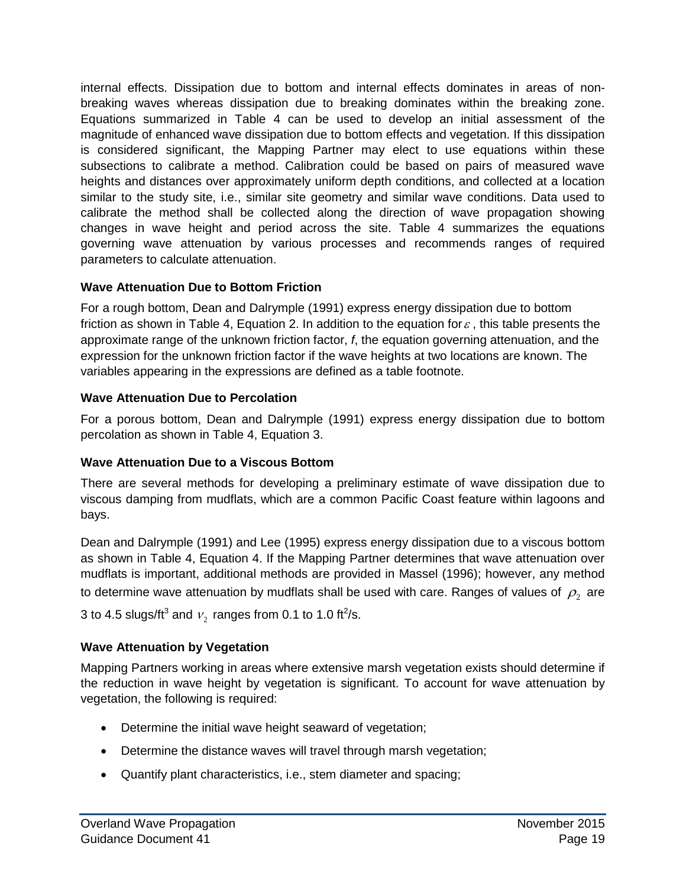internal effects. Dissipation due to bottom and internal effects dominates in areas of non-breaking waves whereas dissipation due to breaking dominates within the breaking zone. Equations summarized in Table 4 can be used to develop an initial assessment of the magnitude of enhanced wave dissipation due to bottom effects and vegetation. If this dissipation is considered significant, the Mapping Partner may elect to use equations within these subsections to calibrate a method. Calibration could be based on pairs of measured wave heights and distances over approximately uniform depth conditions, and collected at a location similar to the study site, i.e., similar site geometry and similar wave conditions. Data used to calibrate the method shall be collected along the direction of wave propagation showing changes in wave height and period across the site. Table 4 summarizes the equations governing wave attenuation by various processes and recommends ranges of required parameters to calculate attenuation.

**Wave Attenuation Due to Bottom Friction**

For a rough bottom, Dean and Dalrymple (1991) express energy dissipation due to bottom friction as shown in Table 4, Equation 2. In addition to the equation for $\varepsilon$, this table presents the approximate range of the unknown friction factor, *f*, the equation governing attenuation, and the expression for the unknown friction factor if the wave heights at two locations are known. The variables appearing in the expressions are defined as a table footnote.

**Wave Attenuation Due to Percolation**

For a porous bottom, Dean and Dalrymple (1991) express energy dissipation due to bottom percolation as shown in Table 4, Equation 3.

**Wave Attenuation Due to a Viscous Bottom**

There are several methods for developing a preliminary estimate of wave dissipation due to viscous damping from mudflats, which are a common Pacific Coast feature within lagoons and bays.

Dean and Dalrymple (1991) and Lee (1995) express energy dissipation due to a viscous bottom as shown in Table 4, Equation 4. If the Mapping Partner determines that wave attenuation over mudflats is important, additional methods are provided in Massel (1996); however, any method to determine wave attenuation by mudflats shall be used with care. Ranges of values of $\rho_2$ are 3 to 4.5 slugs/ft$^3$ and $\nu_2$ ranges from 0.1 to 1.0 ft$^2$/s.

**Wave Attenuation by Vegetation**

Mapping Partners working in areas where extensive marsh vegetation exists should determine if the reduction in wave height by vegetation is significant. To account for wave attenuation by vegetation, the following is required:

- Determine the initial wave height seaward of vegetation;
- Determine the distance waves will travel through marsh vegetation;
- Quantify plant characteristics, i.e., stem diameter and spacing;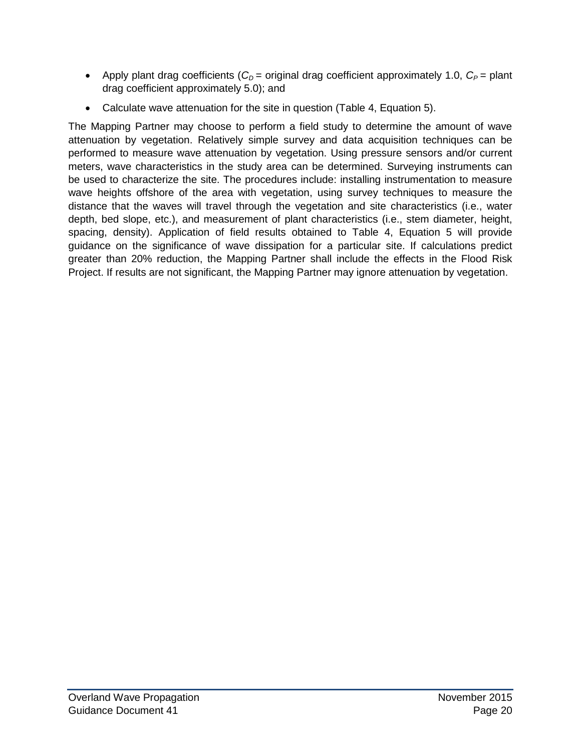- Apply plant drag coefficients ($C_D$ = original drag coefficient approximately 1.0, $C_P$ = plant drag coefficient approximately 5.0); and
- Calculate wave attenuation for the site in question (Table 4, Equation 5).

The Mapping Partner may choose to perform a field study to determine the amount of wave attenuation by vegetation. Relatively simple survey and data acquisition techniques can be performed to measure wave attenuation by vegetation. Using pressure sensors and/or current meters, wave characteristics in the study area can be determined. Surveying instruments can be used to characterize the site. The procedures include: installing instrumentation to measure wave heights offshore of the area with vegetation, using survey techniques to measure the distance that the waves will travel through the vegetation and site characteristics (i.e., water depth, bed slope, etc.), and measurement of plant characteristics (i.e., stem diameter, height, spacing, density). Application of field results obtained to Table 4, Equation 5 will provide guidance on the significance of wave dissipation for a particular site. If calculations predict greater than 20% reduction, the Mapping Partner shall include the effects in the Flood Risk Project. If results are not significant, the Mapping Partner may ignore attenuation by vegetation.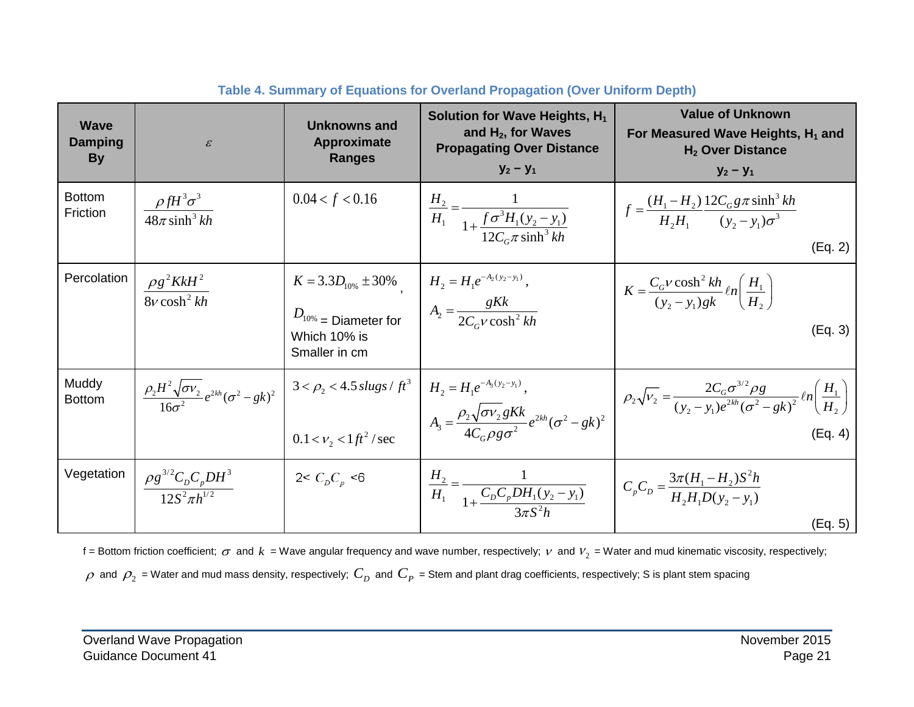**Table 4. Summary of Equations for Overland Propagation (Over Uniform Depth)**

| Wave Damping By | $\varepsilon$ | Unknowns and Approximate Ranges | Solution for Wave Heights, $H_1$ and $H_2$, for Waves Propagating Over Distance $y_2 - y_1$ | Value of Unknown For Measured Wave Heights, $H_1$ and $H_2$ Over Distance $y_2 - y_1$ |
|---|---|---|---|---|
| Bottom Friction | $\dfrac{\rho f H^3 \sigma^3}{48\pi \sinh^3 kh}$ | $0.04 < f < 0.16$ | $\dfrac{H_2}{H_1} = \dfrac{1}{1 + \dfrac{f\sigma^3 H_1 (y_2 - y_1)}{12 C_G \pi \sinh^3 kh}}$ | $f = \dfrac{(H_1 - H_2)}{H_2 H_1} \dfrac{12 C_G g \pi \sinh^3 kh}{(y_2 - y_1)\sigma^3}$ (Eq. 2) |
| Percolation | $\dfrac{\rho g^2 K k H^2}{8\nu \cosh^2 kh}$ | $K = 3.3 D_{10\%} \pm 30\%$, $D_{10\%}$ = Diameter for Which 10% is Smaller in cm | $H_2 = H_1 e^{-A_2 (y_2 - y_1)}$, $A_2 = \dfrac{gKk}{2 C_G \nu \cosh^2 kh}$ | $K = \dfrac{C_G \nu \cosh^2 kh}{(y_2 - y_1) gk} \ell n\left(\dfrac{H_1}{H_2}\right)$ (Eq. 3) |
| Muddy Bottom | $\dfrac{\rho_2 H^2 \sqrt{\sigma \nu_2}}{16\sigma^2} e^{2kh} (\sigma^2 - gk)^2$ | $3 < \rho_2 < 4.5\, slugs/ft^3$, $0.1 < \nu_2 < 1 ft^2/\text{sec}$ | $H_2 = H_1 e^{-A_3 (y_2 - y_1)}$, $A_3 = \dfrac{\rho_2 \sqrt{\sigma \nu_2} gKk}{4 C_G \rho g \sigma^2} e^{2kh} (\sigma^2 - gk)^2$ | $\rho_2 \sqrt{\nu_2} = \dfrac{2 C_G \sigma^{3/2} \rho g}{(y_2 - y_1) e^{2kh} (\sigma^2 - gk)^2} \ell n\left(\dfrac{H_1}{H_2}\right)$ (Eq. 4) |
| Vegetation | $\dfrac{\rho g^{3/2} C_D C_p D H^3}{12 S^2 \pi h^{1/2}}$ | $2 < C_D C_p < 6$ | $\dfrac{H_2}{H_1} = \dfrac{1}{1 + \dfrac{C_D C_p D H_1 (y_2 - y_1)}{3\pi S^2 h}}$ | $C_p C_D = \dfrac{3\pi (H_1 - H_2) S^2 h}{H_2 H_1 D (y_2 - y_1)}$ (Eq. 5) |

f = Bottom friction coefficient; $\sigma$ and $k$ = Wave angular frequency and wave number, respectively; $\nu$ and $\nu_2$ = Water and mud kinematic viscosity, respectively; $\rho$ and $\rho_2$ = Water and mud mass density, respectively; $C_D$ and $C_P$ = Stem and plant drag coefficients, respectively; S is plant stem spacing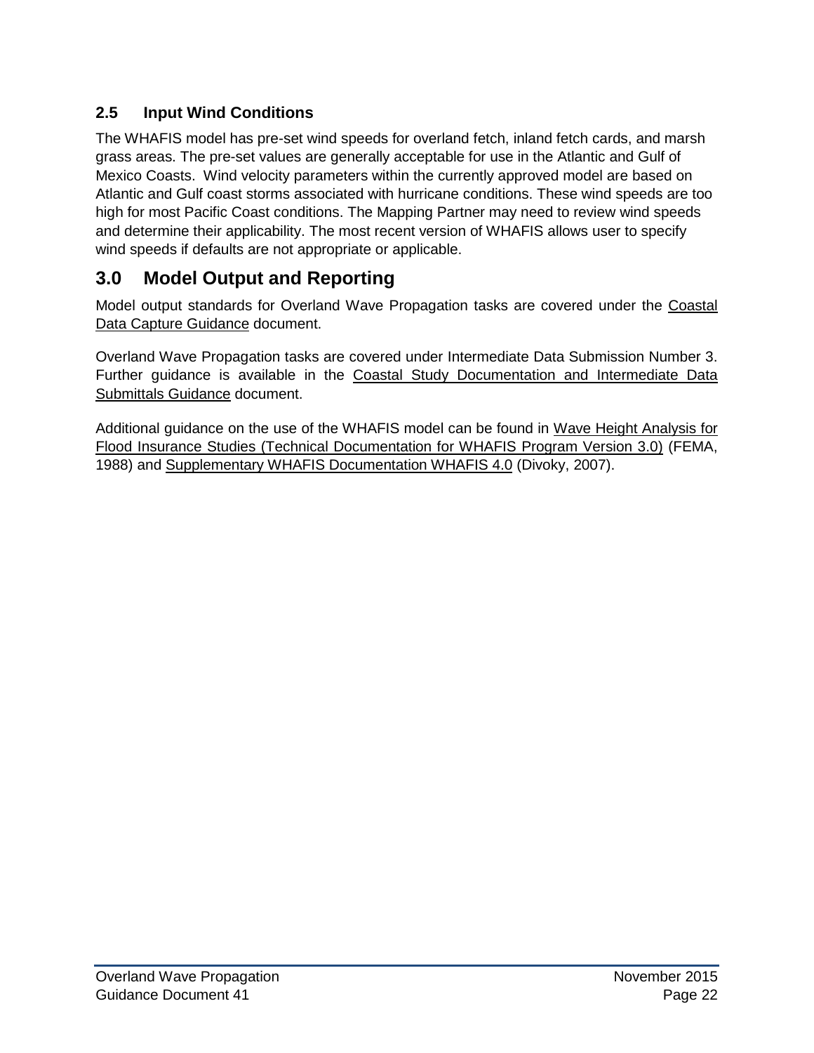### 2.5 Input Wind Conditions

The WHAFIS model has pre-set wind speeds for overland fetch, inland fetch cards, and marsh grass areas. The pre-set values are generally acceptable for use in the Atlantic and Gulf of Mexico Coasts. Wind velocity parameters within the currently approved model are based on Atlantic and Gulf coast storms associated with hurricane conditions. These wind speeds are too high for most Pacific Coast conditions. The Mapping Partner may need to review wind speeds and determine their applicability. The most recent version of WHAFIS allows user to specify wind speeds if defaults are not appropriate or applicable.

## 3.0 Model Output and Reporting

Model output standards for Overland Wave Propagation tasks are covered under the Coastal Data Capture Guidance document.

Overland Wave Propagation tasks are covered under Intermediate Data Submission Number 3. Further guidance is available in the Coastal Study Documentation and Intermediate Data Submittals Guidance document.

Additional guidance on the use of the WHAFIS model can be found in Wave Height Analysis for Flood Insurance Studies (Technical Documentation for WHAFIS Program Version 3.0) (FEMA, 1988) and Supplementary WHAFIS Documentation WHAFIS 4.0 (Divoky, 2007).